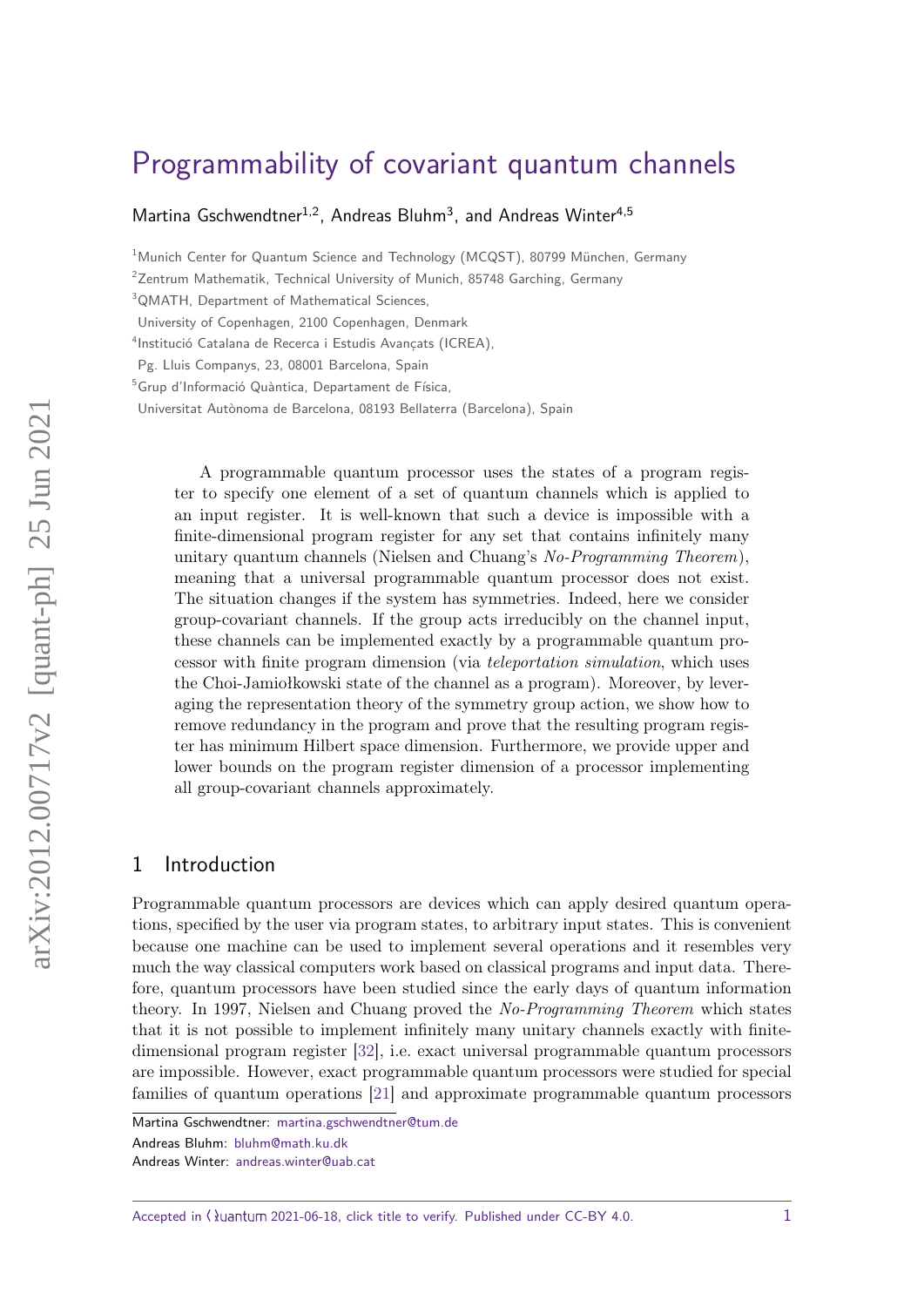# Programmability of covariant quantum channels

Martina Gschwendtner[1,2], Andreas Bluhm[3], and Andreas Winter[4,5]

[1]Munich Center for Quantum Science and Technology (MCQST), 80799 München, Germany

[2]Zentrum Mathematik, Technical University of Munich, 85748 Garching, Germany

[3]QMATH, Department of Mathematical Sciences, University of Copenhagen, 2100 Copenhagen, Denmark

[4]Institució Catalana de Recerca i Estudis Avançats (ICREA), Pg. Lluis Companys, 23, 08001 Barcelona, Spain

[5]Grup d'Informació Quàntica, Departament de Física, Universitat Autònoma de Barcelona, 08193 Bellaterra (Barcelona), Spain

A programmable quantum processor uses the states of a program register to specify one element of a set of quantum channels which is applied to an input register. It is well-known that such a device is impossible with a finite-dimensional program register for any set that contains infinitely many unitary quantum channels (Nielsen and Chuang's *No-Programming Theorem*), meaning that a universal programmable quantum processor does not exist. The situation changes if the system has symmetries. Indeed, here we consider group-covariant channels. If the group acts irreducibly on the channel input, these channels can be implemented exactly by a programmable quantum processor with finite program dimension (via *teleportation simulation*, which uses the Choi-Jamiołkowski state of the channel as a program). Moreover, by leveraging the representation theory of the symmetry group action, we show how to remove redundancy in the program and prove that the resulting program register has minimum Hilbert space dimension. Furthermore, we provide upper and lower bounds on the program register dimension of a processor implementing all group-covariant channels approximately.

## 1 Introduction

Programmable quantum processors are devices which can apply desired quantum operations, specified by the user via program states, to arbitrary input states. This is convenient because one machine can be used to implement several operations and it resembles very much the way classical computers work based on classical programs and input data. Therefore, quantum processors have been studied since the early days of quantum information theory. In 1997, Nielsen and Chuang proved the *No-Programming Theorem* which states that it is not possible to implement infinitely many unitary channels exactly with finite-dimensional program register [32], i.e. exact universal programmable quantum processors are impossible. However, exact programmable quantum processors were studied for special families of quantum operations [21] and approximate programmable quantum processors

Martina Gschwendtner: martina.gschwendtner@tum.de

Andreas Bluhm: bluhm@math.ku.dk

Andreas Winter: andreas.winter@uab.cat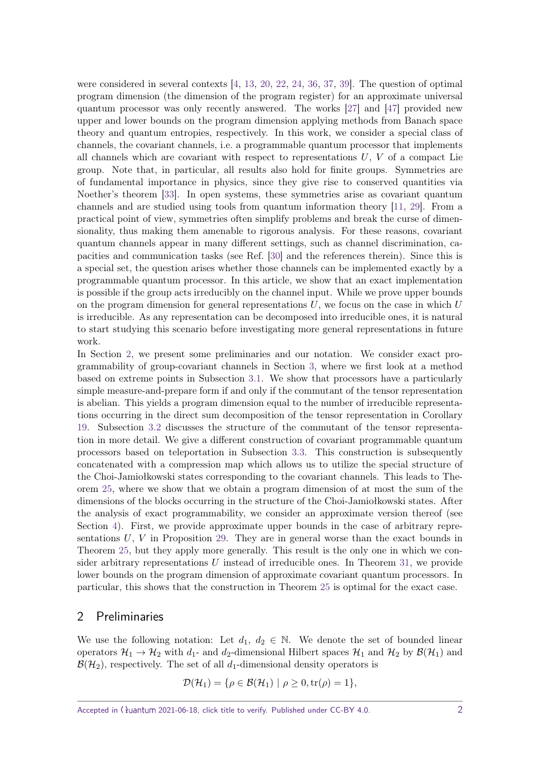were considered in several contexts [4, 13, 20, 22, 24, 36, 37, 39]. The question of optimal program dimension (the dimension of the program register) for an approximate universal quantum processor was only recently answered. The works [27] and [47] provided new upper and lower bounds on the program dimension applying methods from Banach space theory and quantum entropies, respectively. In this work, we consider a special class of channels, the covariant channels, i.e. a programmable quantum processor that implements all channels which are covariant with respect to representations $U$, $V$ of a compact Lie group. Note that, in particular, all results also hold for finite groups. Symmetries are of fundamental importance in physics, since they give rise to conserved quantities via Noether's theorem [33]. In open systems, these symmetries arise as covariant quantum channels and are studied using tools from quantum information theory [11, 29]. From a practical point of view, symmetries often simplify problems and break the curse of dimensionality, thus making them amenable to rigorous analysis. For these reasons, covariant quantum channels appear in many different settings, such as channel discrimination, capacities and communication tasks (see Ref. [30] and the references therein). Since this is a special set, the question arises whether those channels can be implemented exactly by a programmable quantum processor. In this article, we show that an exact implementation is possible if the group acts irreducibly on the channel input. While we prove upper bounds on the program dimension for general representations $U$, we focus on the case in which $U$ is irreducible. As any representation can be decomposed into irreducible ones, it is natural to start studying this scenario before investigating more general representations in future work.

In Section 2, we present some preliminaries and our notation. We consider exact programmability of group-covariant channels in Section 3, where we first look at a method based on extreme points in Subsection 3.1. We show that processors have a particularly simple measure-and-prepare form if and only if the commutant of the tensor representation is abelian. This yields a program dimension equal to the number of irreducible representations occurring in the direct sum decomposition of the tensor representation in Corollary 19. Subsection 3.2 discusses the structure of the commutant of the tensor representation in more detail. We give a different construction of covariant programmable quantum processors based on teleportation in Subsection 3.3. This construction is subsequently concatenated with a compression map which allows us to utilize the special structure of the Choi-Jamiołkowski states corresponding to the covariant channels. This leads to Theorem 25, where we show that we obtain a program dimension of at most the sum of the dimensions of the blocks occurring in the structure of the Choi-Jamiołkowski states. After the analysis of exact programmability, we consider an approximate version thereof (see Section 4). First, we provide approximate upper bounds in the case of arbitrary representations $U$, $V$ in Proposition 29. They are in general worse than the exact bounds in Theorem 25, but they apply more generally. This result is the only one in which we consider arbitrary representations $U$ instead of irreducible ones. In Theorem 31, we provide lower bounds on the program dimension of approximate covariant quantum processors. In particular, this shows that the construction in Theorem 25 is optimal for the exact case.

## 2 Preliminaries

We use the following notation: Let $d_1$, $d_2 \in \mathbb{N}$. We denote the set of bounded linear operators $\mathcal{H}_1 \to \mathcal{H}_2$ with $d_1$- and $d_2$-dimensional Hilbert spaces $\mathcal{H}_1$ and $\mathcal{H}_2$ by $\mathcal{B}(\mathcal{H}_1)$ and $\mathcal{B}(\mathcal{H}_2)$, respectively. The set of all $d_1$-dimensional density operators is

$$\mathcal{D}(\mathcal{H}_1) = \{\rho \in \mathcal{B}(\mathcal{H}_1) \mid \rho \geq 0, \mathrm{tr}(\rho) = 1\},$$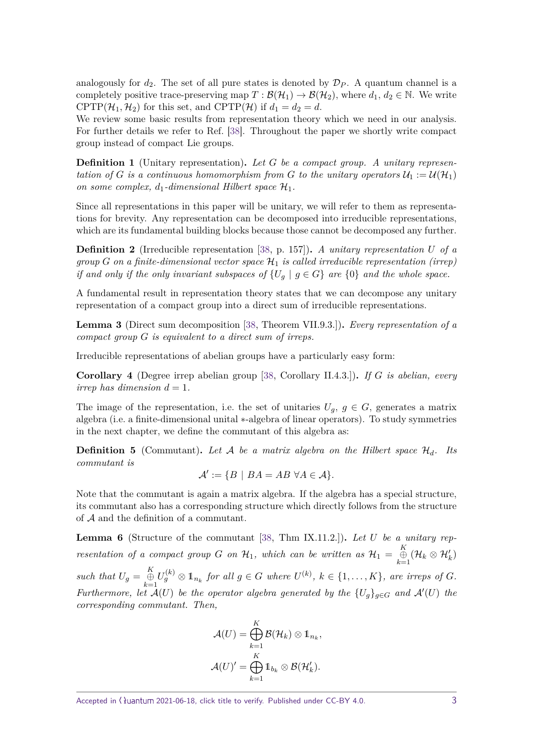analogously for $d_2$. The set of all pure states is denoted by $\mathcal{D}_P$. A quantum channel is a completely positive trace-preserving map $T : \mathcal{B}(\mathcal{H}_1) \to \mathcal{B}(\mathcal{H}_2)$, where $d_1, d_2 \in \mathbb{N}$. We write $\mathrm{CPTP}(\mathcal{H}_1, \mathcal{H}_2)$ for this set, and $\mathrm{CPTP}(\mathcal{H})$ if $d_1 = d_2 = d$.

We review some basic results from representation theory which we need in our analysis. For further details we refer to Ref. [38]. Throughout the paper we shortly write compact group instead of compact Lie groups.

**Definition 1** (Unitary representation)**.** *Let $G$ be a compact group. A unitary representation of $G$ is a continuous homomorphism from $G$ to the unitary operators $\mathcal{U}_1 := \mathcal{U}(\mathcal{H}_1)$ on some complex, $d_1$-dimensional Hilbert space $\mathcal{H}_1$.*

Since all representations in this paper will be unitary, we will refer to them as representations for brevity. Any representation can be decomposed into irreducible representations, which are its fundamental building blocks because those cannot be decomposed any further.

**Definition 2** (Irreducible representation [38, p. 157])**.** *A unitary representation $U$ of a group $G$ on a finite-dimensional vector space $\mathcal{H}_1$ is called irreducible representation (irrep) if and only if the only invariant subspaces of $\{U_g \mid g \in G\}$ are $\{0\}$ and the whole space.*

A fundamental result in representation theory states that we can decompose any unitary representation of a compact group into a direct sum of irreducible representations.

**Lemma 3** (Direct sum decomposition [38, Theorem VII.9.3.])**.** *Every representation of a compact group $G$ is equivalent to a direct sum of irreps.*

Irreducible representations of abelian groups have a particularly easy form:

**Corollary 4** (Degree irrep abelian group [38, Corollary II.4.3.])**.** *If $G$ is abelian, every irrep has dimension $d = 1$.*

The image of the representation, i.e. the set of unitaries $U_g$, $g \in G$, generates a matrix algebra (i.e. a finite-dimensional unital $*$-algebra of linear operators). To study symmetries in the next chapter, we define the commutant of this algebra as:

**Definition 5** (Commutant)**.** *Let $\mathcal{A}$ be a matrix algebra on the Hilbert space $\mathcal{H}_d$. Its commutant is*

$$\mathcal{A}' := \{B \mid BA = AB \ \forall A \in \mathcal{A}\}.$$

Note that the commutant is again a matrix algebra. If the algebra has a special structure, its commutant also has a corresponding structure which directly follows from the structure of $\mathcal{A}$ and the definition of a commutant.

**Lemma 6** (Structure of the commutant [38, Thm IX.11.2.])**.** *Let $U$ be a unitary representation of a compact group $G$ on $\mathcal{H}_1$, which can be written as $\mathcal{H}_1 = \bigoplus_{k=1}^{K} (\mathcal{H}_k \otimes \mathcal{H}'_k)$ such that $U_g = \bigoplus_{k=1}^{K} U_g^{(k)} \otimes \mathbb{1}_{n_k}$ for all $g \in G$ where $U^{(k)}$, $k \in \{1, \ldots, K\}$, are irreps of $G$. Furthermore, let $\mathcal{A}(U)$ be the operator algebra generated by the $\{U_g\}_{g \in G}$ and $\mathcal{A}'(U)$ the corresponding commutant. Then,*

$$\mathcal{A}(U) = \bigoplus_{k=1}^{K} \mathcal{B}(\mathcal{H}_k) \otimes \mathbb{1}_{n_k},$$
$$\mathcal{A}(U)' = \bigoplus_{k=1}^{K} \mathbb{1}_{b_k} \otimes \mathcal{B}(\mathcal{H}'_k).$$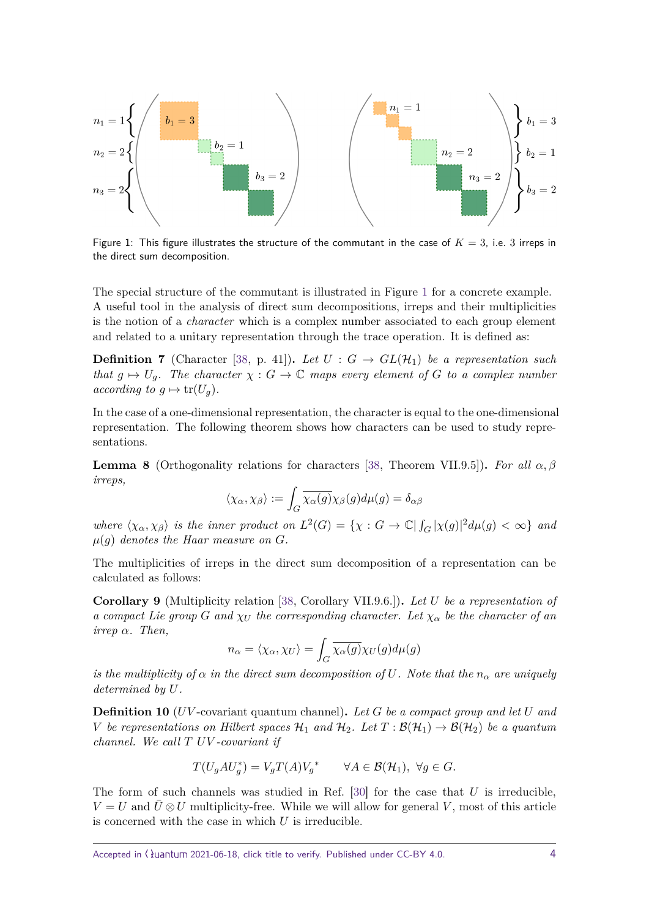Figure 1: This figure illustrates the structure of the commutant in the case of $K = 3$, i.e. 3 irreps in the direct sum decomposition.

The special structure of the commutant is illustrated in Figure 1 for a concrete example. A useful tool in the analysis of direct sum decompositions, irreps and their multiplicities is the notion of a *character* which is a complex number associated to each group element and related to a unitary representation through the trace operation. It is defined as:

**Definition 7** (Character [38, p. 41])**.** *Let $U : G \to GL(\mathcal{H}_1)$ be a representation such that $g \mapsto U_g$. The character $\chi : G \to \mathbb{C}$ maps every element of $G$ to a complex number according to $g \mapsto \operatorname{tr}(U_g)$.*

In the case of a one-dimensional representation, the character is equal to the one-dimensional representation. The following theorem shows how characters can be used to study representations.

**Lemma 8** (Orthogonality relations for characters [38, Theorem VII.9.5])**.** *For all $\alpha, \beta$ irreps,*

$$\langle \chi_\alpha, \chi_\beta \rangle := \int_G \overline{\chi_\alpha(g)} \chi_\beta(g) d\mu(g) = \delta_{\alpha\beta}$$

*where $\langle \chi_\alpha, \chi_\beta \rangle$ is the inner product on $L^2(G) = \{\chi : G \to \mathbb{C} | \int_G |\chi(g)|^2 d\mu(g) < \infty\}$ and $\mu(g)$ denotes the Haar measure on $G$.*

The multiplicities of irreps in the direct sum decomposition of a representation can be calculated as follows:

**Corollary 9** (Multiplicity relation [38, Corollary VII.9.6.])**.** *Let $U$ be a representation of a compact Lie group $G$ and $\chi_U$ the corresponding character. Let $\chi_\alpha$ be the character of an irrep $\alpha$. Then,*

$$n_\alpha = \langle \chi_\alpha, \chi_U \rangle = \int_G \overline{\chi_\alpha(g)} \chi_U(g) d\mu(g)$$

*is the multiplicity of $\alpha$ in the direct sum decomposition of $U$. Note that the $n_\alpha$ are uniquely determined by $U$.*

**Definition 10** ($UV$-covariant quantum channel)**.** *Let $G$ be a compact group and let $U$ and $V$ be representations on Hilbert spaces $\mathcal{H}_1$ and $\mathcal{H}_2$. Let $T : \mathcal{B}(\mathcal{H}_1) \to \mathcal{B}(\mathcal{H}_2)$ be a quantum channel. We call $T$ $UV$-covariant if*

$$T(U_g A U_g^*) = V_g T(A) V_g^* \qquad \forall A \in \mathcal{B}(\mathcal{H}_1),\ \forall g \in G.$$

The form of such channels was studied in Ref. [30] for the case that $U$ is irreducible, $V = U$ and $\bar{U} \otimes U$ multiplicity-free. While we will allow for general $V$, most of this article is concerned with the case in which $U$ is irreducible.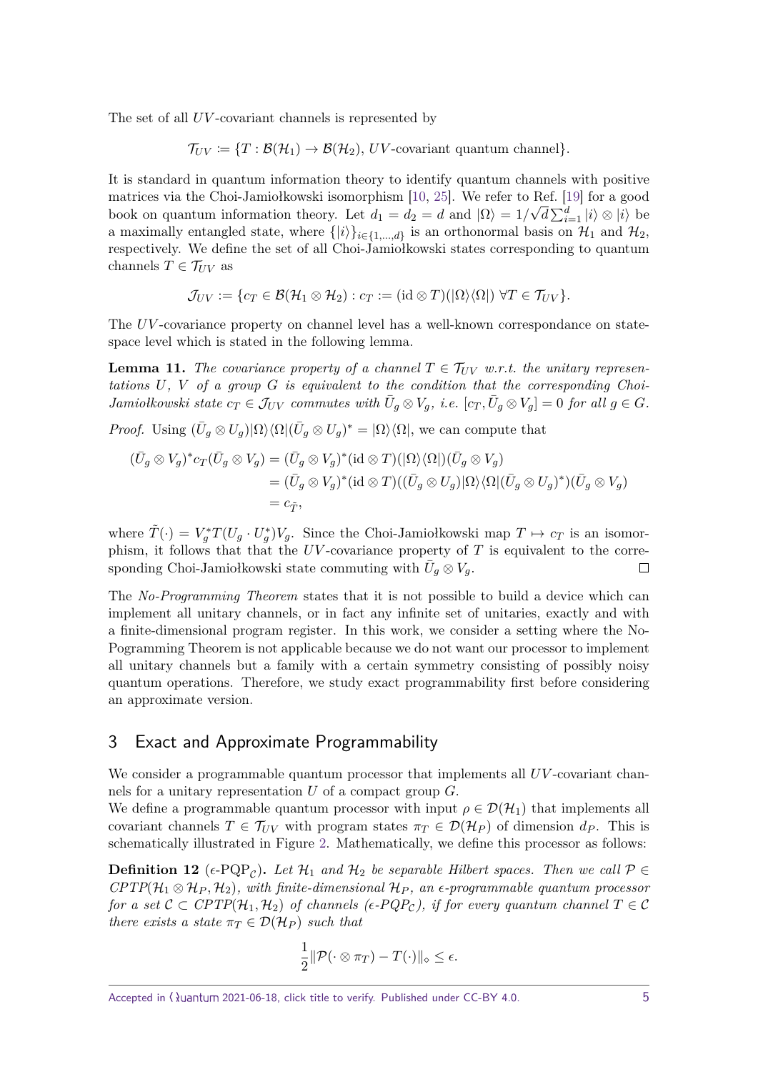The set of all $UV$-covariant channels is represented by

$$\mathcal{T}_{UV} := \{T : \mathcal{B}(\mathcal{H}_1) \to \mathcal{B}(\mathcal{H}_2),\, UV\text{-covariant quantum channel}\}.$$

It is standard in quantum information theory to identify quantum channels with positive matrices via the Choi-Jamiołkowski isomorphism [10, 25]. We refer to Ref. [19] for a good book on quantum information theory. Let $d_1 = d_2 = d$ and $|\Omega\rangle = 1/\sqrt{d}\sum_{i=1}^{d} |i\rangle \otimes |i\rangle$ be a maximally entangled state, where $\{|i\rangle\}_{i\in\{1,\ldots,d\}}$ is an orthonormal basis on $\mathcal{H}_1$ and $\mathcal{H}_2$, respectively. We define the set of all Choi-Jamiołkowski states corresponding to quantum channels $T \in \mathcal{T}_{UV}$ as

$$\mathcal{J}_{UV} := \{c_T \in \mathcal{B}(\mathcal{H}_1 \otimes \mathcal{H}_2) : c_T := (\mathrm{id} \otimes T)(|\Omega\rangle\langle\Omega|)\ \forall T \in \mathcal{T}_{UV}\}.$$

The $UV$-covariance property on channel level has a well-known correspondance on state-space level which is stated in the following lemma.

**Lemma 11.** *The covariance property of a channel $T \in \mathcal{T}_{UV}$ w.r.t. the unitary representations $U$, $V$ of a group $G$ is equivalent to the condition that the corresponding Choi-Jamiołkowski state $c_T \in \mathcal{J}_{UV}$ commutes with $\bar{U}_g \otimes V_g$, i.e. $[c_T, \bar{U}_g \otimes V_g] = 0$ for all $g \in G$.*

*Proof.* Using $(\bar{U}_g \otimes U_g)|\Omega\rangle\langle\Omega|(\bar{U}_g \otimes U_g)^* = |\Omega\rangle\langle\Omega|$, we can compute that

$$\begin{aligned}
(\bar{U}_g \otimes V_g)^* c_T (\bar{U}_g \otimes V_g) &= (\bar{U}_g \otimes V_g)^* (\mathrm{id} \otimes T)(|\Omega\rangle\langle\Omega|)(\bar{U}_g \otimes V_g) \\
&= (\bar{U}_g \otimes V_g)^* (\mathrm{id} \otimes T)((\bar{U}_g \otimes U_g)|\Omega\rangle\langle\Omega|(\bar{U}_g \otimes U_g)^*)(\bar{U}_g \otimes V_g) \\
&= c_{\tilde{T}},
\end{aligned}$$

where $\tilde{T}(\cdot) = V_g^* T(U_g \cdot U_g^*) V_g$. Since the Choi-Jamiołkowski map $T \mapsto c_T$ is an isomorphism, it follows that that the $UV$-covariance property of $T$ is equivalent to the corresponding Choi-Jamiołkowski state commuting with $\bar{U}_g \otimes V_g$. $\square$

The *No-Programming Theorem* states that it is not possible to build a device which can implement all unitary channels, or in fact any infinite set of unitaries, exactly and with a finite-dimensional program register. In this work, we consider a setting where the No-Pogramming Theorem is not applicable because we do not want our processor to implement all unitary channels but a family with a certain symmetry consisting of possibly noisy quantum operations. Therefore, we study exact programmability first before considering an approximate version.

## 3 Exact and Approximate Programmability

We consider a programmable quantum processor that implements all $UV$-covariant channels for a unitary representation $U$ of a compact group $G$.

We define a programmable quantum processor with input $\rho \in \mathcal{D}(\mathcal{H}_1)$ that implements all covariant channels $T \in \mathcal{T}_{UV}$ with program states $\pi_T \in \mathcal{D}(\mathcal{H}_P)$ of dimension $d_P$. This is schematically illustrated in Figure 2. Mathematically, we define this processor as follows:

**Definition 12** ($\epsilon$-PQP$_\mathcal{C}$)**.** *Let $\mathcal{H}_1$ and $\mathcal{H}_2$ be separable Hilbert spaces. Then we call $\mathcal{P} \in CPTP(\mathcal{H}_1 \otimes \mathcal{H}_P, \mathcal{H}_2)$, with finite-dimensional $\mathcal{H}_P$, an $\epsilon$-programmable quantum processor for a set $\mathcal{C} \subset CPTP(\mathcal{H}_1, \mathcal{H}_2)$ of channels ($\epsilon$-PQP$_\mathcal{C}$), if for every quantum channel $T \in \mathcal{C}$ there exists a state $\pi_T \in \mathcal{D}(\mathcal{H}_P)$ such that*

$$\frac{1}{2}\|\mathcal{P}(\cdot \otimes \pi_T) - T(\cdot)\|_\diamond \leq \epsilon.$$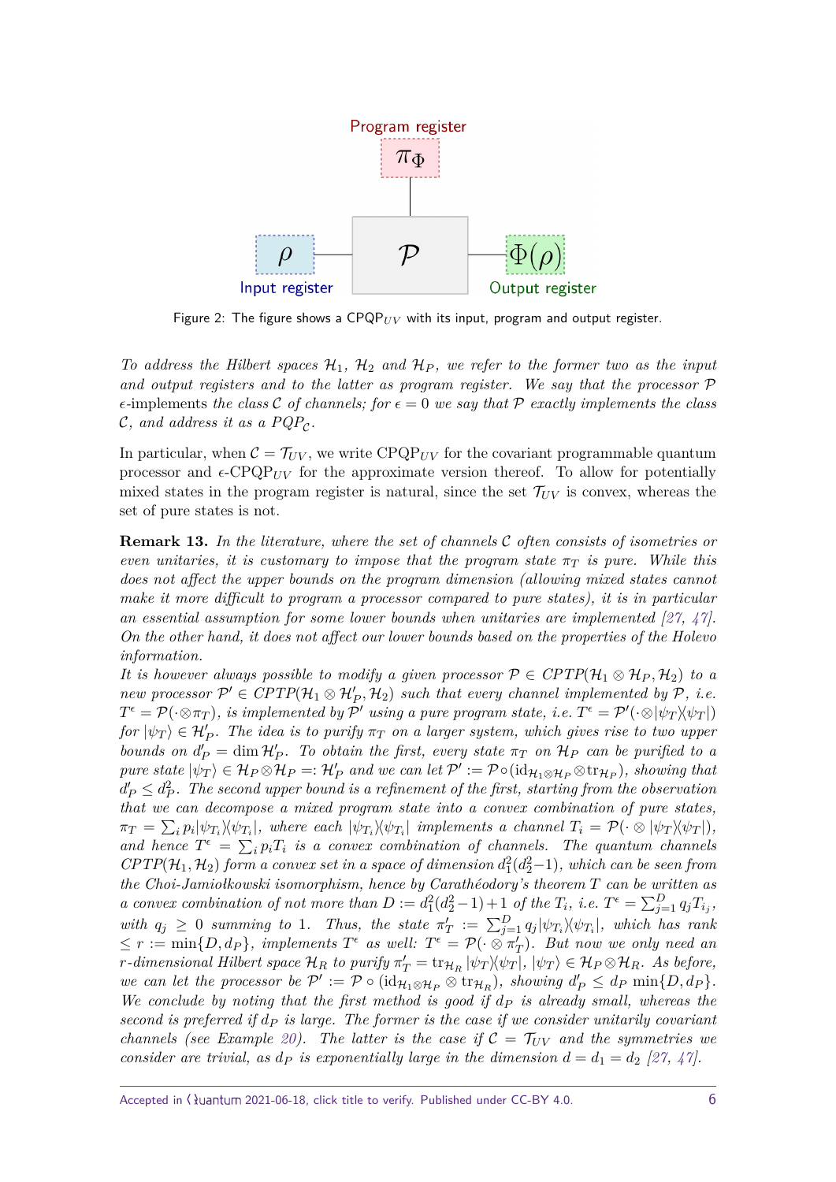Program register

$\pi_\Phi$

$\rho$ — $\mathcal{P}$ — $\Phi(\rho)$

Input register   Output register

Figure 2: The figure shows a $\text{CPQP}_{UV}$ with its input, program and output register.

*To address the Hilbert spaces $\mathcal{H}_1$, $\mathcal{H}_2$ and $\mathcal{H}_P$, we refer to the former two as the input and output registers and to the latter as program register. We say that the processor $\mathcal{P}$ $\epsilon$-implements the class $\mathcal{C}$ of channels; for $\epsilon = 0$ we say that $\mathcal{P}$ exactly implements the class $\mathcal{C}$, and address it as a $PQP_{\mathcal{C}}$.*

In particular, when $\mathcal{C} = \mathcal{T}_{UV}$, we write $\text{CPQP}_{UV}$ for the covariant programmable quantum processor and $\epsilon$-$\text{CPQP}_{UV}$ for the approximate version thereof. To allow for potentially mixed states in the program register is natural, since the set $\mathcal{T}_{UV}$ is convex, whereas the set of pure states is not.

**Remark 13.** *In the literature, where the set of channels $\mathcal{C}$ often consists of isometries or even unitaries, it is customary to impose that the program state $\pi_T$ is pure. While this does not affect the upper bounds on the program dimension (allowing mixed states cannot make it more difficult to program a processor compared to pure states), it is in particular an essential assumption for some lower bounds when unitaries are implemented [27, 47]. On the other hand, it does not affect our lower bounds based on the properties of the Holevo information.*
*It is however always possible to modify a given processor $\mathcal{P} \in CPTP(\mathcal{H}_1 \otimes \mathcal{H}_P, \mathcal{H}_2)$ to a new processor $\mathcal{P}' \in CPTP(\mathcal{H}_1 \otimes \mathcal{H}'_P, \mathcal{H}_2)$ such that every channel implemented by $\mathcal{P}$, i.e. $T^\epsilon = \mathcal{P}(\cdot \otimes \pi_T)$, is implemented by $\mathcal{P}'$ using a pure program state, i.e. $T^\epsilon = \mathcal{P}'(\cdot \otimes |\psi_T\rangle\langle\psi_T|)$ for $|\psi_T\rangle \in \mathcal{H}'_P$. The idea is to purify $\pi_T$ on a larger system, which gives rise to two upper bounds on $d'_P = \dim \mathcal{H}'_P$. To obtain the first, every state $\pi_T$ on $\mathcal{H}_P$ can be purified to a pure state $|\psi_T\rangle \in \mathcal{H}_P \otimes \mathcal{H}_P =: \mathcal{H}'_P$ and we can let $\mathcal{P}' := \mathcal{P} \circ (\mathrm{id}_{\mathcal{H}_1 \otimes \mathcal{H}_P} \otimes \mathrm{tr}_{\mathcal{H}_P})$, showing that $d'_P \le d_P^2$. The second upper bound is a refinement of the first, starting from the observation that we can decompose a mixed program state into a convex combination of pure states, $\pi_T = \sum_i p_i |\psi_{T_i}\rangle\langle\psi_{T_i}|$, where each $|\psi_{T_i}\rangle\langle\psi_{T_i}|$ implements a channel $T_i = \mathcal{P}(\cdot \otimes |\psi_T\rangle\langle\psi_T|)$, and hence $T^\epsilon = \sum_i p_i T_i$ is a convex combination of channels. The quantum channels $CPTP(\mathcal{H}_1, \mathcal{H}_2)$ form a convex set in a space of dimension $d_1^2(d_2^2 - 1)$, which can be seen from the Choi-Jamiołkowski isomorphism, hence by Carathéodory's theorem $T$ can be written as a convex combination of not more than $D := d_1^2(d_2^2 - 1) + 1$ of the $T_i$, i.e. $T^\epsilon = \sum_{j=1}^{D} q_j T_{i_j}$, with $q_j \ge 0$ summing to 1. Thus, the state $\pi'_T := \sum_{j=1}^{D} q_j |\psi_{T_i}\rangle\langle\psi_{T_i}|$, which has rank $\le r := \min\{D, d_P\}$, implements $T^\epsilon$ as well: $T^\epsilon = \mathcal{P}(\cdot \otimes \pi'_T)$. But now we only need an $r$-dimensional Hilbert space $\mathcal{H}_R$ to purify $\pi'_T = \mathrm{tr}_{\mathcal{H}_R} |\psi_T\rangle\langle\psi_T|$, $|\psi_T\rangle \in \mathcal{H}_P \otimes \mathcal{H}_R$. As before, we can let the processor be $\mathcal{P}' := \mathcal{P} \circ (\mathrm{id}_{\mathcal{H}_1 \otimes \mathcal{H}_P} \otimes \mathrm{tr}_{\mathcal{H}_R})$, showing $d'_P \le d_P \min\{D, d_P\}$. We conclude by noting that the first method is good if $d_P$ is already small, whereas the second is preferred if $d_P$ is large. The former is the case if we consider unitarily covariant channels (see Example 20). The latter is the case if $\mathcal{C} = \mathcal{T}_{UV}$ and the symmetries we consider are trivial, as $d_P$ is exponentially large in the dimension $d = d_1 = d_2$ [27, 47].*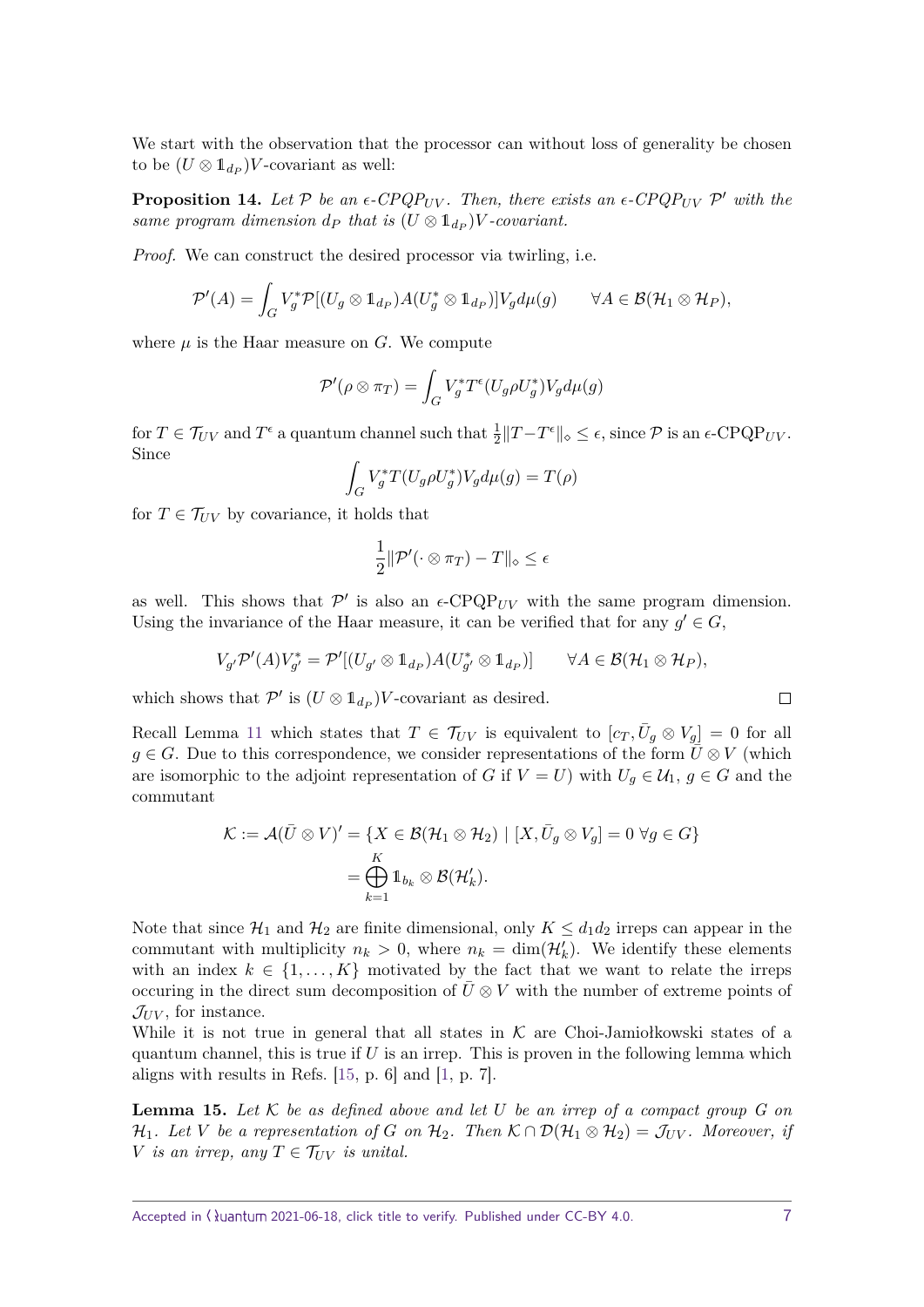We start with the observation that the processor can without loss of generality be chosen to be $(U \otimes \mathbb{1}_{d_P})V$-covariant as well:

**Proposition 14.** *Let $\mathcal{P}$ be an $\epsilon$-CPQP$_{UV}$. Then, there exists an $\epsilon$-CPQP$_{UV}$ $\mathcal{P}'$ with the same program dimension $d_P$ that is $(U \otimes \mathbb{1}_{d_P})V$-covariant.*

*Proof.* We can construct the desired processor via twirling, i.e.

$$\mathcal{P}'(A) = \int_G V_g^* \mathcal{P}[(U_g \otimes \mathbb{1}_{d_P})A(U_g^* \otimes \mathbb{1}_{d_P})]V_g d\mu(g) \qquad \forall A \in \mathcal{B}(\mathcal{H}_1 \otimes \mathcal{H}_P),$$

where $\mu$ is the Haar measure on $G$. We compute

$$\mathcal{P}'(\rho \otimes \pi_T) = \int_G V_g^* T^\epsilon (U_g \rho U_g^*) V_g d\mu(g)$$

for $T \in \mathcal{T}_{UV}$ and $T^\epsilon$ a quantum channel such that $\frac{1}{2}\|T - T^\epsilon\|_\diamond \leq \epsilon$, since $\mathcal{P}$ is an $\epsilon$-CPQP$_{UV}$. Since

$$\int_G V_g^* T(U_g \rho U_g^*) V_g d\mu(g) = T(\rho)$$

for $T \in \mathcal{T}_{UV}$ by covariance, it holds that

$$\frac{1}{2}\|\mathcal{P}'(\cdot \otimes \pi_T) - T\|_\diamond \leq \epsilon$$

as well. This shows that $\mathcal{P}'$ is also an $\epsilon$-CPQP$_{UV}$ with the same program dimension. Using the invariance of the Haar measure, it can be verified that for any $g' \in G$,

$$V_{g'} \mathcal{P}'(A) V_{g'}^* = \mathcal{P}'[(U_{g'} \otimes \mathbb{1}_{d_P})A(U_{g'}^* \otimes \mathbb{1}_{d_P})] \qquad \forall A \in \mathcal{B}(\mathcal{H}_1 \otimes \mathcal{H}_P),$$

which shows that $\mathcal{P}'$ is $(U \otimes \mathbb{1}_{d_P})V$-covariant as desired. $\square$

Recall Lemma 11 which states that $T \in \mathcal{T}_{UV}$ is equivalent to $[c_T, \bar{U}_g \otimes V_g] = 0$ for all $g \in G$. Due to this correspondence, we consider representations of the form $\bar{U} \otimes V$ (which are isomorphic to the adjoint representation of $G$ if $V = U$) with $U_g \in \mathcal{U}_1$, $g \in G$ and the commutant

$$\begin{aligned}
\mathcal{K} := \mathcal{A}(\bar{U} \otimes V)' &= \{X \in \mathcal{B}(\mathcal{H}_1 \otimes \mathcal{H}_2) \mid [X, \bar{U}_g \otimes V_g] = 0 \; \forall g \in G\} \\
&= \bigoplus_{k=1}^{K} \mathbb{1}_{b_k} \otimes \mathcal{B}(\mathcal{H}'_k).
\end{aligned}$$

Note that since $\mathcal{H}_1$ and $\mathcal{H}_2$ are finite dimensional, only $K \leq d_1 d_2$ irreps can appear in the commutant with multiplicity $n_k > 0$, where $n_k = \dim(\mathcal{H}'_k)$. We identify these elements with an index $k \in \{1, \ldots, K\}$ motivated by the fact that we want to relate the irreps occuring in the direct sum decomposition of $\bar{U} \otimes V$ with the number of extreme points of $\mathcal{J}_{UV}$, for instance.

While it is not true in general that all states in $\mathcal{K}$ are Choi-Jamiołkowski states of a quantum channel, this is true if $U$ is an irrep. This is proven in the following lemma which aligns with results in Refs. [15, p. 6] and [1, p. 7].

**Lemma 15.** *Let $\mathcal{K}$ be as defined above and let $U$ be an irrep of a compact group $G$ on $\mathcal{H}_1$. Let $V$ be a representation of $G$ on $\mathcal{H}_2$. Then $\mathcal{K} \cap \mathcal{D}(\mathcal{H}_1 \otimes \mathcal{H}_2) = \mathcal{J}_{UV}$. Moreover, if $V$ is an irrep, any $T \in \mathcal{T}_{UV}$ is unital.*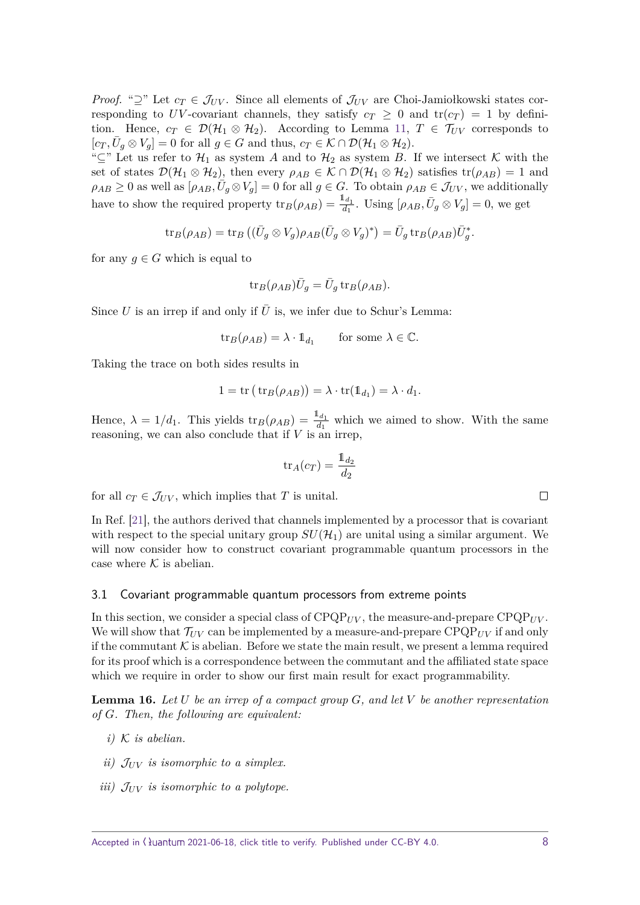*Proof.* "⊇" Let $c_T \in \mathcal{J}_{UV}$. Since all elements of $\mathcal{J}_{UV}$ are Choi-Jamiołkowski states corresponding to $UV$-covariant channels, they satisfy $c_T \geq 0$ and $\mathrm{tr}(c_T) = 1$ by definition. Hence, $c_T \in \mathcal{D}(\mathcal{H}_1 \otimes \mathcal{H}_2)$. According to Lemma 11, $T \in \mathcal{T}_{UV}$ corresponds to $[c_T, \bar{U}_g \otimes V_g] = 0$ for all $g \in G$ and thus, $c_T \in \mathcal{K} \cap \mathcal{D}(\mathcal{H}_1 \otimes \mathcal{H}_2)$.

"⊆" Let us refer to $\mathcal{H}_1$ as system $A$ and to $\mathcal{H}_2$ as system $B$. If we intersect $\mathcal{K}$ with the set of states $\mathcal{D}(\mathcal{H}_1 \otimes \mathcal{H}_2)$, then every $\rho_{AB} \in \mathcal{K} \cap \mathcal{D}(\mathcal{H}_1 \otimes \mathcal{H}_2)$ satisfies $\mathrm{tr}(\rho_{AB}) = 1$ and $\rho_{AB} \geq 0$ as well as $[\rho_{AB}, \bar{U}_g \otimes V_g] = 0$ for all $g \in G$. To obtain $\rho_{AB} \in \mathcal{J}_{UV}$, we additionally have to show the required property $\mathrm{tr}_B(\rho_{AB}) = \frac{\mathbb{1}_{d_1}}{d_1}$. Using $[\rho_{AB}, \bar{U}_g \otimes V_g] = 0$, we get

$$\mathrm{tr}_B(\rho_{AB}) = \mathrm{tr}_B\left((\bar{U}_g \otimes V_g)\rho_{AB}(\bar{U}_g \otimes V_g)^*\right) = \bar{U}_g \,\mathrm{tr}_B(\rho_{AB})\bar{U}_g^*.$$

for any $g \in G$ which is equal to

$$\mathrm{tr}_B(\rho_{AB})\bar{U}_g = \bar{U}_g \,\mathrm{tr}_B(\rho_{AB}).$$

Since $U$ is an irrep if and only if $\bar{U}$ is, we infer due to Schur's Lemma:

$$\mathrm{tr}_B(\rho_{AB}) = \lambda \cdot \mathbb{1}_{d_1} \qquad \text{for some } \lambda \in \mathbb{C}.$$

Taking the trace on both sides results in

$$1 = \mathrm{tr}\left(\mathrm{tr}_B(\rho_{AB})\right) = \lambda \cdot \mathrm{tr}(\mathbb{1}_{d_1}) = \lambda \cdot d_1.$$

Hence, $\lambda = 1/d_1$. This yields $\mathrm{tr}_B(\rho_{AB}) = \frac{\mathbb{1}_{d_1}}{d_1}$ which we aimed to show. With the same reasoning, we can also conclude that if $V$ is an irrep,

$$\mathrm{tr}_A(c_T) = \frac{\mathbb{1}_{d_2}}{d_2}$$

for all $c_T \in \mathcal{J}_{UV}$, which implies that $T$ is unital. □

In Ref. [21], the authors derived that channels implemented by a processor that is covariant with respect to the special unitary group $SU(\mathcal{H}_1)$ are unital using a similar argument. We will now consider how to construct covariant programmable quantum processors in the case where $\mathcal{K}$ is abelian.

### 3.1 Covariant programmable quantum processors from extreme points

In this section, we consider a special class of $\mathrm{CPQP}_{UV}$, the measure-and-prepare $\mathrm{CPQP}_{UV}$. We will show that $\mathcal{T}_{UV}$ can be implemented by a measure-and-prepare $\mathrm{CPQP}_{UV}$ if and only if the commutant $\mathcal{K}$ is abelian. Before we state the main result, we present a lemma required for its proof which is a correspondence between the commutant and the affiliated state space which we require in order to show our first main result for exact programmability.

**Lemma 16.** *Let $U$ be an irrep of a compact group $G$, and let $V$ be another representation of $G$. Then, the following are equivalent:*

- *i) $\mathcal{K}$ is abelian.*
- *ii) $\mathcal{J}_{UV}$ is isomorphic to a simplex.*
- *iii) $\mathcal{J}_{UV}$ is isomorphic to a polytope.*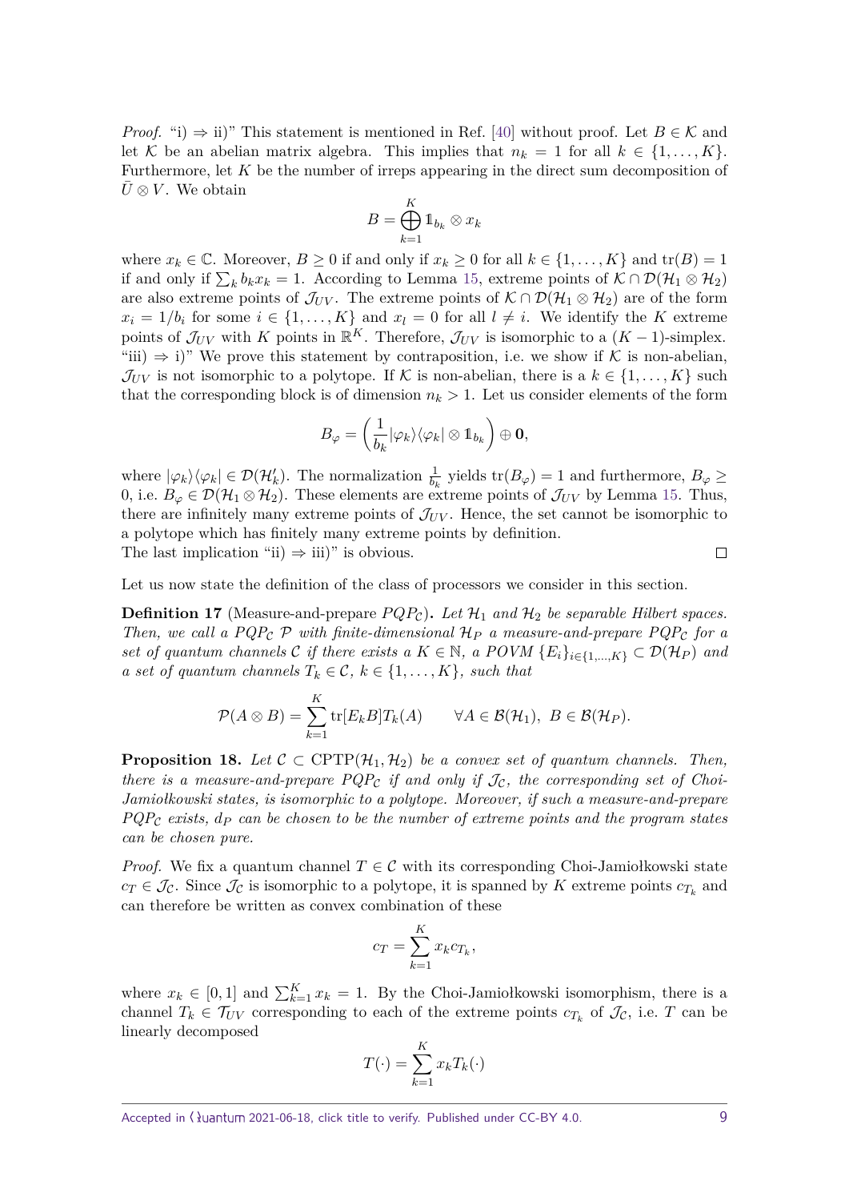*Proof.* "i) ⇒ ii)" This statement is mentioned in Ref. [40] without proof. Let $B \in \mathcal{K}$ and let $\mathcal{K}$ be an abelian matrix algebra. This implies that $n_k = 1$ for all $k \in \{1, \ldots, K\}$. Furthermore, let $K$ be the number of irreps appearing in the direct sum decomposition of $\bar{U} \otimes V$. We obtain

$$B = \bigoplus_{k=1}^{K} \mathbb{1}_{b_k} \otimes x_k$$

where $x_k \in \mathbb{C}$. Moreover, $B \geq 0$ if and only if $x_k \geq 0$ for all $k \in \{1, \ldots, K\}$ and $\mathrm{tr}(B) = 1$ if and only if $\sum_k b_k x_k = 1$. According to Lemma 15, extreme points of $\mathcal{K} \cap \mathcal{D}(\mathcal{H}_1 \otimes \mathcal{H}_2)$ are also extreme points of $\mathcal{J}_{UV}$. The extreme points of $\mathcal{K} \cap \mathcal{D}(\mathcal{H}_1 \otimes \mathcal{H}_2)$ are of the form $x_i = 1/b_i$ for some $i \in \{1, \ldots, K\}$ and $x_l = 0$ for all $l \neq i$. We identify the $K$ extreme points of $\mathcal{J}_{UV}$ with $K$ points in $\mathbb{R}^K$. Therefore, $\mathcal{J}_{UV}$ is isomorphic to a $(K-1)$-simplex.
"iii) ⇒ i)" We prove this statement by contraposition, i.e. we show if $\mathcal{K}$ is non-abelian, $\mathcal{J}_{UV}$ is not isomorphic to a polytope. If $\mathcal{K}$ is non-abelian, there is a $k \in \{1, \ldots, K\}$ such that the corresponding block is of dimension $n_k > 1$. Let us consider elements of the form

$$B_\varphi = \left( \frac{1}{b_k} |\varphi_k\rangle\langle\varphi_k| \otimes \mathbb{1}_{b_k} \right) \oplus \mathbf{0},$$

where $|\varphi_k\rangle\langle\varphi_k| \in \mathcal{D}(\mathcal{H}_k')$. The normalization $\frac{1}{b_k}$ yields $\mathrm{tr}(B_\varphi) = 1$ and furthermore, $B_\varphi \geq 0$, i.e. $B_\varphi \in \mathcal{D}(\mathcal{H}_1 \otimes \mathcal{H}_2)$. These elements are extreme points of $\mathcal{J}_{UV}$ by Lemma 15. Thus, there are infinitely many extreme points of $\mathcal{J}_{UV}$. Hence, the set cannot be isomorphic to a polytope which has finitely many extreme points by definition.
The last implication "ii) ⇒ iii)" is obvious. □

Let us now state the definition of the class of processors we consider in this section.

**Definition 17** (Measure-and-prepare $PQP_{\mathcal{C}}$)**.** *Let $\mathcal{H}_1$ and $\mathcal{H}_2$ be separable Hilbert spaces. Then, we call a $PQP_{\mathcal{C}}$ $\mathcal{P}$ with finite-dimensional $\mathcal{H}_P$ a measure-and-prepare $PQP_{\mathcal{C}}$ for a set of quantum channels $\mathcal{C}$ if there exists a $K \in \mathbb{N}$, a POVM $\{E_i\}_{i \in \{1,\ldots,K\}} \subset \mathcal{D}(\mathcal{H}_P)$ and a set of quantum channels $T_k \in \mathcal{C}$, $k \in \{1, \ldots, K\}$, such that*

$$\mathcal{P}(A \otimes B) = \sum_{k=1}^{K} \mathrm{tr}[E_k B] T_k(A) \qquad \forall A \in \mathcal{B}(\mathcal{H}_1),\ B \in \mathcal{B}(\mathcal{H}_P).$$

**Proposition 18.** *Let $\mathcal{C} \subset \mathrm{CPTP}(\mathcal{H}_1, \mathcal{H}_2)$ be a convex set of quantum channels. Then, there is a measure-and-prepare $PQP_{\mathcal{C}}$ if and only if $\mathcal{J}_{\mathcal{C}}$, the corresponding set of Choi-Jamiołkowski states, is isomorphic to a polytope. Moreover, if such a measure-and-prepare $PQP_{\mathcal{C}}$ exists, $d_P$ can be chosen to be the number of extreme points and the program states can be chosen pure.*

*Proof.* We fix a quantum channel $T \in \mathcal{C}$ with its corresponding Choi-Jamiołkowski state $c_T \in \mathcal{J}_{\mathcal{C}}$. Since $\mathcal{J}_{\mathcal{C}}$ is isomorphic to a polytope, it is spanned by $K$ extreme points $c_{T_k}$ and can therefore be written as convex combination of these

$$c_T = \sum_{k=1}^{K} x_k c_{T_k},$$

where $x_k \in [0, 1]$ and $\sum_{k=1}^{K} x_k = 1$. By the Choi-Jamiołkowski isomorphism, there is a channel $T_k \in \mathcal{T}_{UV}$ corresponding to each of the extreme points $c_{T_k}$ of $\mathcal{J}_{\mathcal{C}}$, i.e. $T$ can be linearly decomposed

$$T(\cdot) = \sum_{k=1}^{K} x_k T_k(\cdot)$$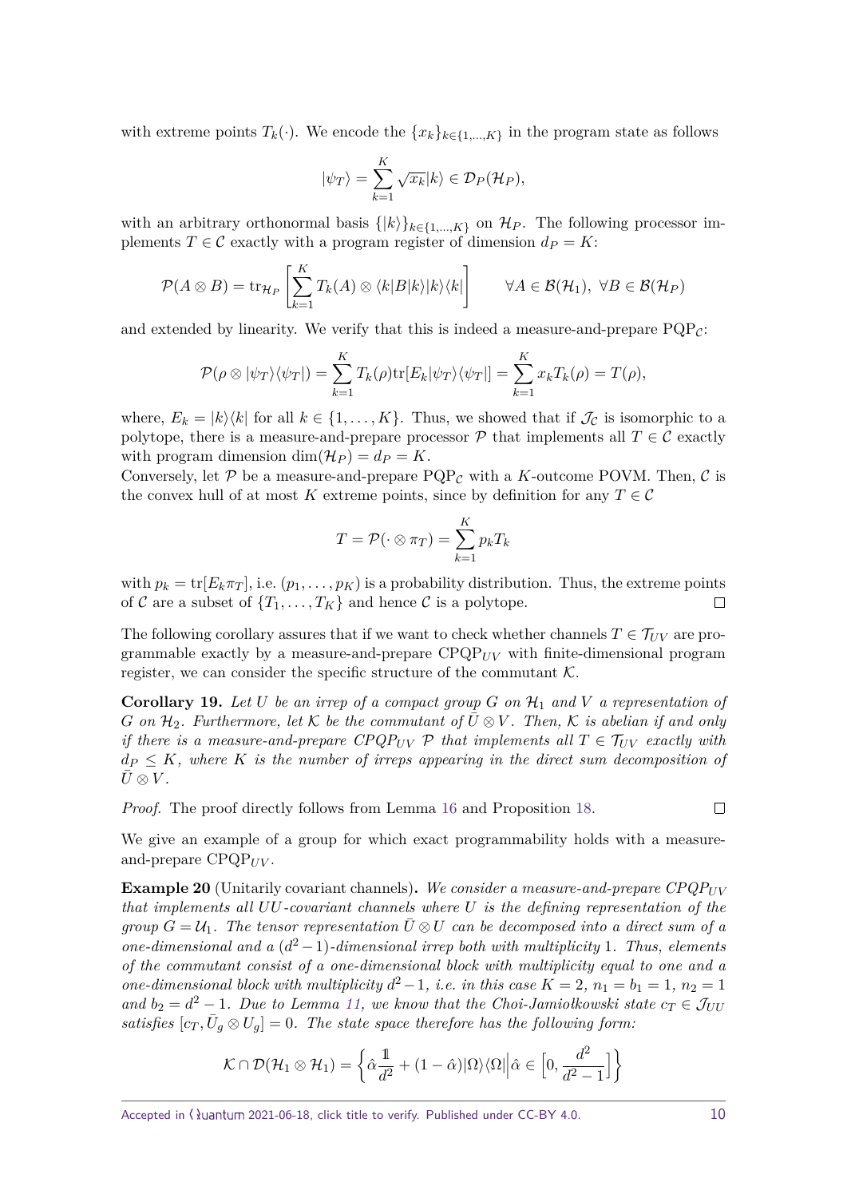with extreme points $T_k(\cdot)$. We encode the $\{x_k\}_{k\in\{1,\dots,K\}}$ in the program state as follows

$$|\psi_T\rangle = \sum_{k=1}^{K} \sqrt{x_k}|k\rangle \in \mathcal{D}_P(\mathcal{H}_P),$$

with an arbitrary orthonormal basis $\{|k\rangle\}_{k\in\{1,\dots,K\}}$ on $\mathcal{H}_P$. The following processor implements $T \in \mathcal{C}$ exactly with a program register of dimension $d_P = K$:

$$\mathcal{P}(A \otimes B) = \mathrm{tr}_{\mathcal{H}_P}\left[\sum_{k=1}^{K} T_k(A) \otimes \langle k|B|k\rangle |k\rangle\langle k|\right] \qquad \forall A \in \mathcal{B}(\mathcal{H}_1),\ \forall B \in \mathcal{B}(\mathcal{H}_P)$$

and extended by linearity. We verify that this is indeed a measure-and-prepare $\mathrm{PQP}_{\mathcal{C}}$:

$$\mathcal{P}(\rho \otimes |\psi_T\rangle\langle\psi_T|) = \sum_{k=1}^{K} T_k(\rho)\mathrm{tr}[E_k|\psi_T\rangle\langle\psi_T|] = \sum_{k=1}^{K} x_k T_k(\rho) = T(\rho),$$

where, $E_k = |k\rangle\langle k|$ for all $k \in \{1,\dots,K\}$. Thus, we showed that if $\mathcal{J}_{\mathcal{C}}$ is isomorphic to a polytope, there is a measure-and-prepare processor $\mathcal{P}$ that implements all $T \in \mathcal{C}$ exactly with program dimension $\dim(\mathcal{H}_P) = d_P = K$.

Conversely, let $\mathcal{P}$ be a measure-and-prepare $\mathrm{PQP}_{\mathcal{C}}$ with a $K$-outcome POVM. Then, $\mathcal{C}$ is the convex hull of at most $K$ extreme points, since by definition for any $T \in \mathcal{C}$

$$T = \mathcal{P}(\cdot \otimes \pi_T) = \sum_{k=1}^{K} p_k T_k$$

with $p_k = \mathrm{tr}[E_k \pi_T]$, i.e. $(p_1,\dots,p_K)$ is a probability distribution. Thus, the extreme points of $\mathcal{C}$ are a subset of $\{T_1,\dots,T_K\}$ and hence $\mathcal{C}$ is a polytope. □

The following corollary assures that if we want to check whether channels $T \in \mathcal{T}_{UV}$ are programmable exactly by a measure-and-prepare $\mathrm{CPQP}_{UV}$ with finite-dimensional program register, we can consider the specific structure of the commutant $\mathcal{K}$.

**Corollary 19.** *Let $U$ be an irrep of a compact group $G$ on $\mathcal{H}_1$ and $V$ a representation of $G$ on $\mathcal{H}_2$. Furthermore, let $\mathcal{K}$ be the commutant of $\bar{U} \otimes V$. Then, $\mathcal{K}$ is abelian if and only if there is a measure-and-prepare $\mathrm{CPQP}_{UV}$ $\mathcal{P}$ that implements all $T \in \mathcal{T}_{UV}$ exactly with $d_P \leq K$, where $K$ is the number of irreps appearing in the direct sum decomposition of $\bar{U} \otimes V$.*

*Proof.* The proof directly follows from Lemma 16 and Proposition 18. □

We give an example of a group for which exact programmability holds with a measure-and-prepare $\mathrm{CPQP}_{UV}$.

**Example 20** (Unitarily covariant channels)**.** *We consider a measure-and-prepare $\mathrm{CPQP}_{UV}$ that implements all $UU$-covariant channels where $U$ is the defining representation of the group $G = \mathcal{U}_1$. The tensor representation $\bar{U} \otimes U$ can be decomposed into a direct sum of a one-dimensional and a $(d^2-1)$-dimensional irrep both with multiplicity 1. Thus, elements of the commutant consist of a one-dimensional block with multiplicity equal to one and a one-dimensional block with multiplicity $d^2-1$, i.e. in this case $K = 2$, $n_1 = b_1 = 1$, $n_2 = 1$ and $b_2 = d^2 - 1$. Due to Lemma 11, we know that the Choi-Jamiołkowski state $c_T \in \mathcal{J}_{UU}$ satisfies $[c_T, \bar{U}_g \otimes U_g] = 0$. The state space therefore has the following form:*

$$\mathcal{K} \cap \mathcal{D}(\mathcal{H}_1 \otimes \mathcal{H}_1) = \left\{ \hat{\alpha}\frac{\mathbb{1}}{d^2} + (1-\hat{\alpha})|\Omega\rangle\langle\Omega| \,\middle|\, \hat{\alpha} \in \left[0, \frac{d^2}{d^2-1}\right] \right\}$$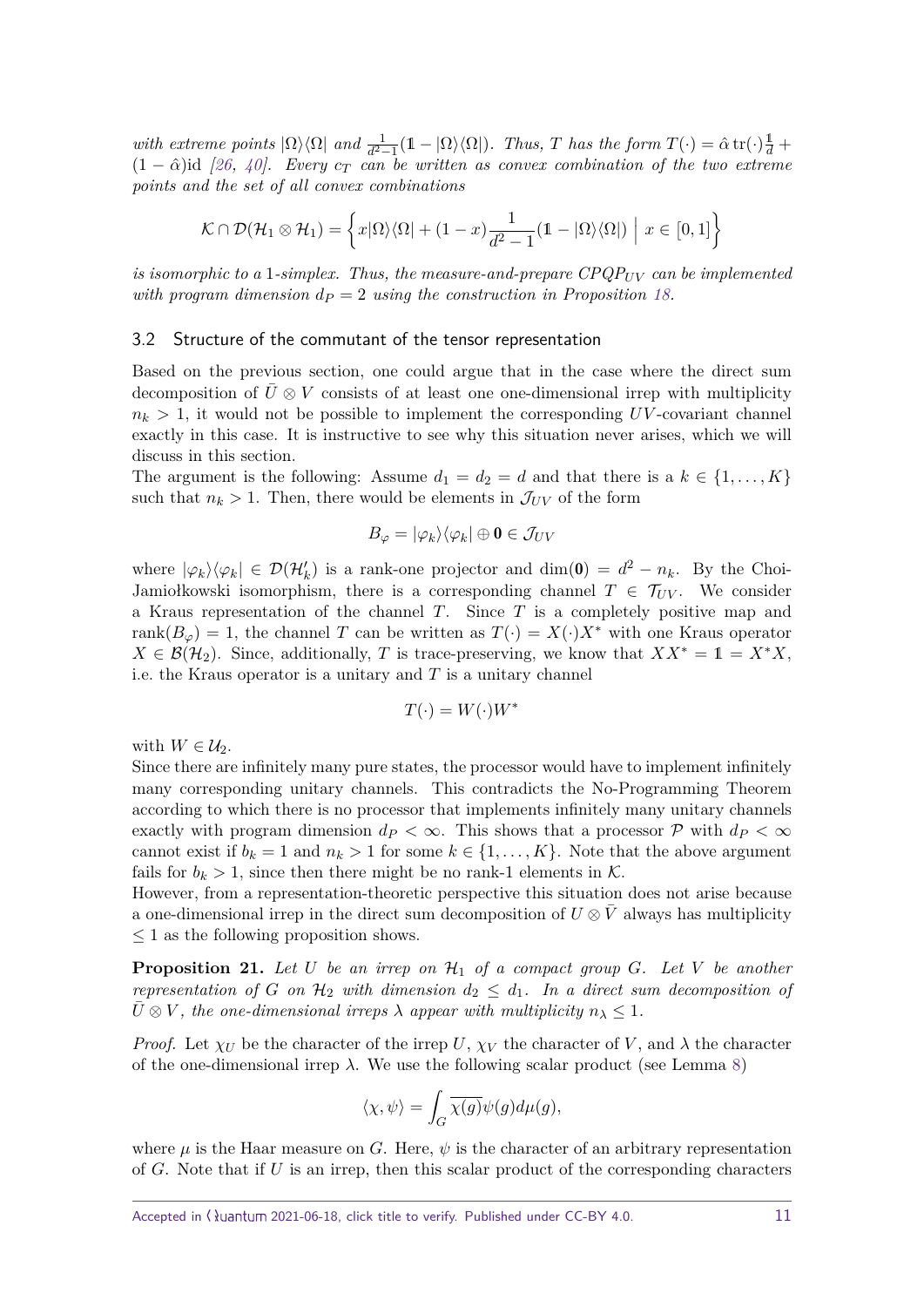*with extreme points* $|\Omega\rangle\langle\Omega|$ *and* $\frac{1}{d^2-1}(\mathbb{1} - |\Omega\rangle\langle\Omega|)$*. Thus, $T$ has the form* $T(\cdot) = \hat{\alpha}\,\mathrm{tr}(\cdot)\frac{\mathbb{1}}{d} + (1-\hat{\alpha})\mathrm{id}$ *[26, 40]. Every* $c_T$ *can be written as convex combination of the two extreme points and the set of all convex combinations*

$$\mathcal{K} \cap \mathcal{D}(\mathcal{H}_1 \otimes \mathcal{H}_1) = \left\{ x|\Omega\rangle\langle\Omega| + (1-x)\frac{1}{d^2-1}(\mathbb{1} - |\Omega\rangle\langle\Omega|) \;\Big|\; x \in [0,1] \right\}$$

*is isomorphic to a 1-simplex. Thus, the measure-and-prepare* $CPQP_{UV}$ *can be implemented with program dimension* $d_P = 2$ *using the construction in Proposition 18.*

## 3.2 Structure of the commutant of the tensor representation

Based on the previous section, one could argue that in the case where the direct sum decomposition of $\bar{U} \otimes V$ consists of at least one one-dimensional irrep with multiplicity $n_k > 1$, it would not be possible to implement the corresponding $UV$-covariant channel exactly in this case. It is instructive to see why this situation never arises, which we will discuss in this section.

The argument is the following: Assume $d_1 = d_2 = d$ and that there is a $k \in \{1, \dots, K\}$ such that $n_k > 1$. Then, there would be elements in $\mathcal{J}_{UV}$ of the form

$$B_\varphi = |\varphi_k\rangle\langle\varphi_k| \oplus \mathbf{0} \in \mathcal{J}_{UV}$$

where $|\varphi_k\rangle\langle\varphi_k| \in \mathcal{D}(\mathcal{H}'_k)$ is a rank-one projector and $\dim(\mathbf{0}) = d^2 - n_k$. By the Choi-Jamiołkowski isomorphism, there is a corresponding channel $T \in \mathcal{T}_{UV}$. We consider a Kraus representation of the channel $T$. Since $T$ is a completely positive map and $\mathrm{rank}(B_\varphi) = 1$, the channel $T$ can be written as $T(\cdot) = X(\cdot)X^*$ with one Kraus operator $X \in \mathcal{B}(\mathcal{H}_2)$. Since, additionally, $T$ is trace-preserving, we know that $XX^* = \mathbb{1} = X^*X$, i.e. the Kraus operator is a unitary and $T$ is a unitary channel

$$T(\cdot) = W(\cdot)W^*$$

with $W \in \mathcal{U}_2$.

Since there are infinitely many pure states, the processor would have to implement infinitely many corresponding unitary channels. This contradicts the No-Programming Theorem according to which there is no processor that implements infinitely many unitary channels exactly with program dimension $d_P < \infty$. This shows that a processor $\mathcal{P}$ with $d_P < \infty$ cannot exist if $b_k = 1$ and $n_k > 1$ for some $k \in \{1, \dots, K\}$. Note that the above argument fails for $b_k > 1$, since then there might be no rank-1 elements in $\mathcal{K}$.

However, from a representation-theoretic perspective this situation does not arise because a one-dimensional irrep in the direct sum decomposition of $U \otimes \bar{V}$ always has multiplicity $\leq 1$ as the following proposition shows.

**Proposition 21.** *Let $U$ be an irrep on $\mathcal{H}_1$ of a compact group $G$. Let $V$ be another representation of $G$ on $\mathcal{H}_2$ with dimension $d_2 \leq d_1$. In a direct sum decomposition of $\bar{U} \otimes V$, the one-dimensional irreps $\lambda$ appear with multiplicity $n_\lambda \leq 1$.*

*Proof.* Let $\chi_U$ be the character of the irrep $U$, $\chi_V$ the character of $V$, and $\lambda$ the character of the one-dimensional irrep $\lambda$. We use the following scalar product (see Lemma 8)

$$\langle \chi, \psi \rangle = \int_G \overline{\chi(g)}\psi(g)d\mu(g),$$

where $\mu$ is the Haar measure on $G$. Here, $\psi$ is the character of an arbitrary representation of $G$. Note that if $U$ is an irrep, then this scalar product of the corresponding characters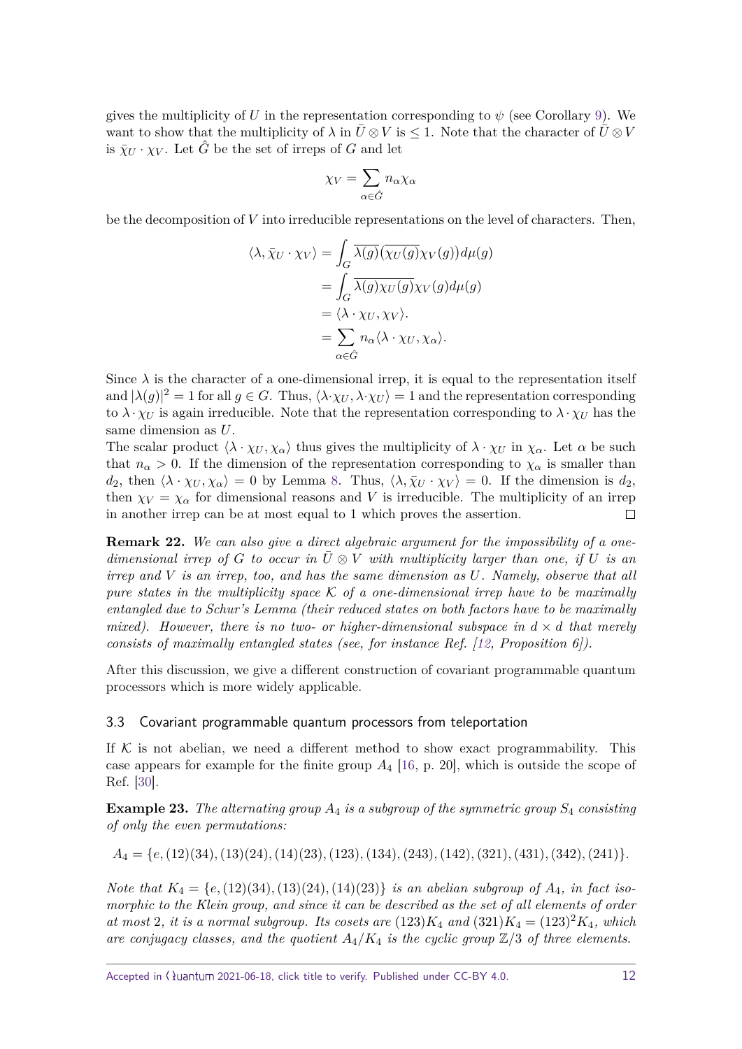gives the multiplicity of $U$ in the representation corresponding to $\psi$ (see Corollary 9). We want to show that the multiplicity of $\lambda$ in $\bar{U} \otimes V$ is $\leq 1$. Note that the character of $\bar{U} \otimes V$ is $\bar{\chi}_U \cdot \chi_V$. Let $\hat{G}$ be the set of irreps of $G$ and let

$$\chi_V = \sum_{\alpha \in \hat{G}} n_\alpha \chi_\alpha$$

be the decomposition of $V$ into irreducible representations on the level of characters. Then,

$$\begin{aligned}
\langle \lambda, \bar{\chi}_U \cdot \chi_V \rangle &= \int_G \overline{\lambda(g)} (\overline{\chi_U(g)} \chi_V(g)) d\mu(g) \\
&= \int_G \overline{\lambda(g) \chi_U(g)} \chi_V(g) d\mu(g) \\
&= \langle \lambda \cdot \chi_U, \chi_V \rangle. \\
&= \sum_{\alpha \in \hat{G}} n_\alpha \langle \lambda \cdot \chi_U, \chi_\alpha \rangle.
\end{aligned}$$

Since $\lambda$ is the character of a one-dimensional irrep, it is equal to the representation itself and $|\lambda(g)|^2 = 1$ for all $g \in G$. Thus, $\langle \lambda \cdot \chi_U, \lambda \cdot \chi_U \rangle = 1$ and the representation corresponding to $\lambda \cdot \chi_U$ is again irreducible. Note that the representation corresponding to $\lambda \cdot \chi_U$ has the same dimension as $U$.

The scalar product $\langle \lambda \cdot \chi_U, \chi_\alpha \rangle$ thus gives the multiplicity of $\lambda \cdot \chi_U$ in $\chi_\alpha$. Let $\alpha$ be such that $n_\alpha > 0$. If the dimension of the representation corresponding to $\chi_\alpha$ is smaller than $d_2$, then $\langle \lambda \cdot \chi_U, \chi_\alpha \rangle = 0$ by Lemma 8. Thus, $\langle \lambda, \bar{\chi}_U \cdot \chi_V \rangle = 0$. If the dimension is $d_2$, then $\chi_V = \chi_\alpha$ for dimensional reasons and $V$ is irreducible. The multiplicity of an irrep in another irrep can be at most equal to 1 which proves the assertion. □

**Remark 22.** *We can also give a direct algebraic argument for the impossibility of a one-dimensional irrep of $G$ to occur in $\bar{U} \otimes V$ with multiplicity larger than one, if $U$ is an irrep and $V$ is an irrep, too, and has the same dimension as $U$. Namely, observe that all pure states in the multiplicity space $\mathcal{K}$ of a one-dimensional irrep have to be maximally entangled due to Schur's Lemma (their reduced states on both factors have to be maximally mixed). However, there is no two- or higher-dimensional subspace in $d \times d$ that merely consists of maximally entangled states (see, for instance Ref. [12, Proposition 6]).*

After this discussion, we give a different construction of covariant programmable quantum processors which is more widely applicable.

### 3.3 Covariant programmable quantum processors from teleportation

If $\mathcal{K}$ is not abelian, we need a different method to show exact programmability. This case appears for example for the finite group $A_4$ [16, p. 20], which is outside the scope of Ref. [30].

**Example 23.** *The alternating group $A_4$ is a subgroup of the symmetric group $S_4$ consisting of only the even permutations:*

$$A_4 = \{e, (12)(34), (13)(24), (14)(23), (123), (134), (243), (142), (321), (431), (342), (241)\}.$$

*Note that $K_4 = \{e, (12)(34), (13)(24), (14)(23)\}$ is an abelian subgroup of $A_4$, in fact isomorphic to the Klein group, and since it can be described as the set of all elements of order at most 2, it is a normal subgroup. Its cosets are $(123)K_4$ and $(321)K_4 = (123)^2 K_4$, which are conjugacy classes, and the quotient $A_4/K_4$ is the cyclic group $\mathbb{Z}/3$ of three elements.*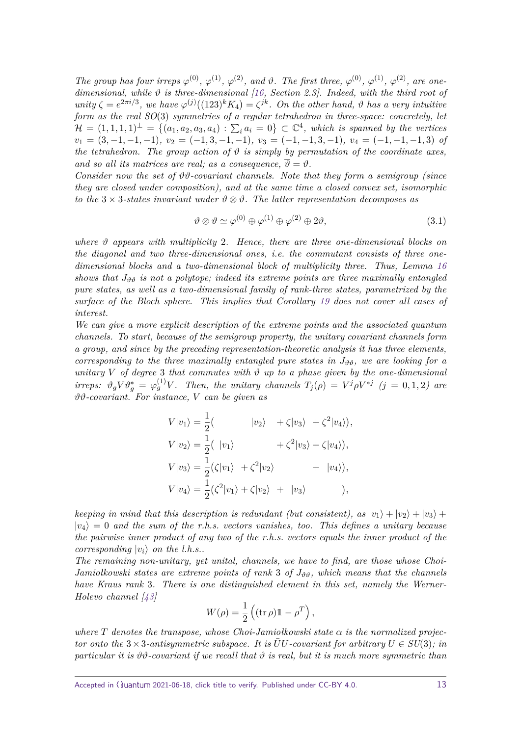*The group has four irreps $\varphi^{(0)}$, $\varphi^{(1)}$, $\varphi^{(2)}$, and $\vartheta$. The first three, $\varphi^{(0)}$, $\varphi^{(1)}$, $\varphi^{(2)}$, are one-dimensional, while $\vartheta$ is three-dimensional [16, Section 2.3]. Indeed, with the third root of unity $\zeta = e^{2\pi i/3}$, we have $\varphi^{(j)}((123)^k K_4) = \zeta^{jk}$. On the other hand, $\vartheta$ has a very intuitive form as the real $SO(3)$ symmetries of a regular tetrahedron in three-space: concretely, let $\mathcal{H} = (1,1,1,1)^\perp = \{(a_1,a_2,a_3,a_4) : \sum_i a_i = 0\} \subset \mathbb{C}^4$, which is spanned by the vertices $v_1 = (3,-1,-1,-1)$, $v_2 = (-1,3,-1,-1)$, $v_3 = (-1,-1,3,-1)$, $v_4 = (-1,-1,-1,3)$ of the tetrahedron. The group action of $\vartheta$ is simply by permutation of the coordinate axes, and so all its matrices are real; as a consequence, $\overline{\vartheta} = \vartheta$.*

*Consider now the set of $\vartheta\vartheta$-covariant channels. Note that they form a semigroup (since they are closed under composition), and at the same time a closed convex set, isomorphic to the $3 \times 3$-states invariant under $\vartheta \otimes \vartheta$. The latter representation decomposes as*

$$\vartheta \otimes \vartheta \simeq \varphi^{(0)} \oplus \varphi^{(1)} \oplus \varphi^{(2)} \oplus 2\vartheta, \tag{3.1}$$

*where $\vartheta$ appears with multiplicity 2. Hence, there are three one-dimensional blocks on the diagonal and two three-dimensional ones, i.e. the commutant consists of three one-dimensional blocks and a two-dimensional block of multiplicity three. Thus, Lemma 16 shows that $J_{\vartheta\vartheta}$ is not a polytope; indeed its extreme points are three maximally entangled pure states, as well as a two-dimensional family of rank-three states, parametrized by the surface of the Bloch sphere. This implies that Corollary 19 does not cover all cases of interest.*

*We can give a more explicit description of the extreme points and the associated quantum channels. To start, because of the semigroup property, the unitary covariant channels form a group, and since by the preceding representation-theoretic analysis it has three elements, corresponding to the three maximally entangled pure states in $J_{\vartheta\vartheta}$, we are looking for a unitary $V$ of degree 3 that commutes with $\vartheta$ up to a phase given by the one-dimensional irreps: $\vartheta_g V \vartheta_g^* = \varphi_g^{(1)} V$. Then, the unitary channels $T_j(\rho) = V^j \rho V^{*j}$ ($j = 0,1,2$) are $\vartheta\vartheta$-covariant. For instance, $V$ can be given as*

$$\begin{aligned}
V|v_1\rangle &= \frac{1}{2}( \qquad\quad |v_2\rangle + \zeta|v_3\rangle + \zeta^2|v_4\rangle), \\
V|v_2\rangle &= \frac{1}{2}( |v_1\rangle \qquad\quad + \zeta^2|v_3\rangle + \zeta|v_4\rangle), \\
V|v_3\rangle &= \frac{1}{2}(\zeta|v_1\rangle + \zeta^2|v_2\rangle \qquad\quad + |v_4\rangle), \\
V|v_4\rangle &= \frac{1}{2}(\zeta^2|v_1\rangle + \zeta|v_2\rangle + |v_3\rangle \qquad\quad ),
\end{aligned}$$

*keeping in mind that this description is redundant (but consistent), as $|v_1\rangle + |v_2\rangle + |v_3\rangle + |v_4\rangle = 0$ and the sum of the r.h.s. vectors vanishes, too. This defines a unitary because the pairwise inner product of any two of the r.h.s. vectors equals the inner product of the corresponding $|v_i\rangle$ on the l.h.s..*

*The remaining non-unitary, yet unital, channels, we have to find, are those whose Choi-Jamiołkowski states are extreme points of rank 3 of $J_{\vartheta\vartheta}$, which means that the channels have Kraus rank 3. There is one distinguished element in this set, namely the Werner-Holevo channel [43]*

$$W(\rho) = \frac{1}{2}\left((\operatorname{tr}\rho)\mathbb{1} - \rho^T\right),$$

*where $T$ denotes the transpose, whose Choi-Jamiołkowski state $\alpha$ is the normalized projector onto the $3\times 3$-antisymmetric subspace. It is $\bar{U}U$-covariant for arbitrary $U \in SU(3)$; in particular it is $\vartheta\vartheta$-covariant if we recall that $\vartheta$ is real, but it is much more symmetric than*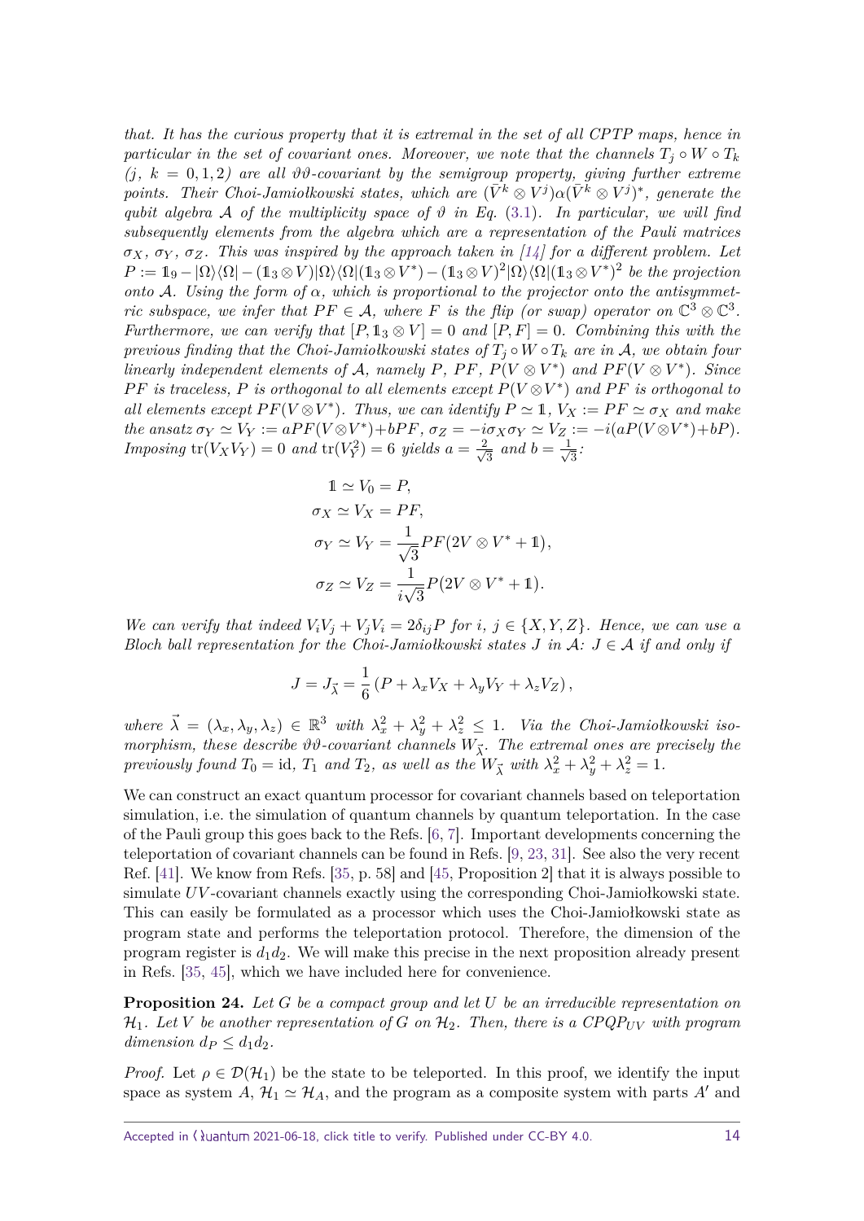*that. It has the curious property that it is extremal in the set of all CPTP maps, hence in particular in the set of covariant ones. Moreover, we note that the channels $T_j \circ W \circ T_k$ ($j$, $k = 0, 1, 2$) are all $\vartheta\vartheta$-covariant by the semigroup property, giving further extreme points. Their Choi-Jamiołkowski states, which are $(\bar{V}^k \otimes V^j)\alpha(\bar{V}^k \otimes V^j)^*$, generate the qubit algebra $\mathcal{A}$ of the multiplicity space of $\vartheta$ in Eq. (3.1). In particular, we will find subsequently elements from the algebra which are a representation of the Pauli matrices $\sigma_X$, $\sigma_Y$, $\sigma_Z$. This was inspired by the approach taken in [14] for a different problem. Let $P := \mathbb{1}_9 - |\Omega\rangle\langle\Omega| - (\mathbb{1}_3 \otimes V)|\Omega\rangle\langle\Omega|(\mathbb{1}_3 \otimes V^*) - (\mathbb{1}_3 \otimes V)^2|\Omega\rangle\langle\Omega|(\mathbb{1}_3 \otimes V^*)^2$ be the projection onto $\mathcal{A}$. Using the form of $\alpha$, which is proportional to the projector onto the antisymmetric subspace, we infer that $PF \in \mathcal{A}$, where $F$ is the flip (or swap) operator on $\mathbb{C}^3 \otimes \mathbb{C}^3$. Furthermore, we can verify that $[P, \mathbb{1}_3 \otimes V] = 0$ and $[P, F] = 0$. Combining this with the previous finding that the Choi-Jamiołkowski states of $T_j \circ W \circ T_k$ are in $\mathcal{A}$, we obtain four linearly independent elements of $\mathcal{A}$, namely $P$, $PF$, $P(V \otimes V^*)$ and $PF(V \otimes V^*)$. Since $PF$ is traceless, $P$ is orthogonal to all elements except $P(V \otimes V^*)$ and $PF$ is orthogonal to all elements except $PF(V \otimes V^*)$. Thus, we can identify $P \simeq \mathbb{1}$, $V_X := PF \simeq \sigma_X$ and make the ansatz $\sigma_Y \simeq V_Y := aPF(V \otimes V^*) + bPF$, $\sigma_Z = -i\sigma_X\sigma_Y \simeq V_Z := -i(aP(V \otimes V^*) + bP)$. Imposing $\operatorname{tr}(V_X V_Y) = 0$ and $\operatorname{tr}(V_Y^2) = 6$ yields $a = \frac{2}{\sqrt{3}}$ and $b = \frac{1}{\sqrt{3}}$:*

$$
\begin{aligned}
\mathbb{1} &\simeq V_0 = P, \\
\sigma_X &\simeq V_X = PF, \\
\sigma_Y &\simeq V_Y = \frac{1}{\sqrt{3}} PF\big(2V \otimes V^* + \mathbb{1}\big), \\
\sigma_Z &\simeq V_Z = \frac{1}{i\sqrt{3}} P\big(2V \otimes V^* + \mathbb{1}\big).
\end{aligned}
$$

*We can verify that indeed $V_i V_j + V_j V_i = 2\delta_{ij} P$ for $i$, $j \in \{X, Y, Z\}$. Hence, we can use a Bloch ball representation for the Choi-Jamiołkowski states $J$ in $\mathcal{A}$: $J \in \mathcal{A}$ if and only if*

$$
J = J_{\vec{\lambda}} = \frac{1}{6}\left(P + \lambda_x V_X + \lambda_y V_Y + \lambda_z V_Z\right),
$$

*where $\vec{\lambda} = (\lambda_x, \lambda_y, \lambda_z) \in \mathbb{R}^3$ with $\lambda_x^2 + \lambda_y^2 + \lambda_z^2 \leq 1$. Via the Choi-Jamiołkowski isomorphism, these describe $\vartheta\vartheta$-covariant channels $W_{\vec{\lambda}}$. The extremal ones are precisely the previously found $T_0 = \mathrm{id}$, $T_1$ and $T_2$, as well as the $W_{\vec{\lambda}}$ with $\lambda_x^2 + \lambda_y^2 + \lambda_z^2 = 1$.*

We can construct an exact quantum processor for covariant channels based on teleportation simulation, i.e. the simulation of quantum channels by quantum teleportation. In the case of the Pauli group this goes back to the Refs. [6, 7]. Important developments concerning the teleportation of covariant channels can be found in Refs. [9, 23, 31]. See also the very recent Ref. [41]. We know from Refs. [35, p. 58] and [45, Proposition 2] that it is always possible to simulate $UV$-covariant channels exactly using the corresponding Choi-Jamiołkowski state. This can easily be formulated as a processor which uses the Choi-Jamiołkowski state as program state and performs the teleportation protocol. Therefore, the dimension of the program register is $d_1 d_2$. We will make this precise in the next proposition already present in Refs. [35, 45], which we have included here for convenience.

**Proposition 24.** *Let $G$ be a compact group and let $U$ be an irreducible representation on $\mathcal{H}_1$. Let $V$ be another representation of $G$ on $\mathcal{H}_2$. Then, there is a $CPQP_{UV}$ with program dimension $d_P \leq d_1 d_2$.*

*Proof.* Let $\rho \in \mathcal{D}(\mathcal{H}_1)$ be the state to be teleported. In this proof, we identify the input space as system $A$, $\mathcal{H}_1 \simeq \mathcal{H}_A$, and the program as a composite system with parts $A'$ and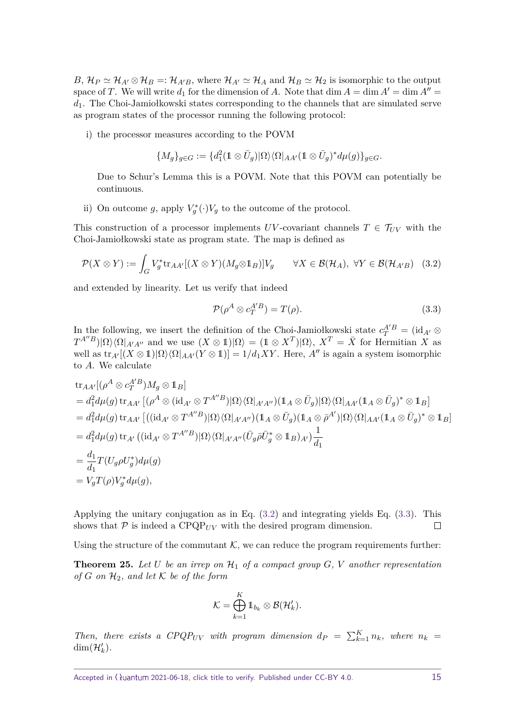$B$, $\mathcal{H}_P \simeq \mathcal{H}_{A'} \otimes \mathcal{H}_B =: \mathcal{H}_{A'B}$, where $\mathcal{H}_{A'} \simeq \mathcal{H}_A$ and $\mathcal{H}_B \simeq \mathcal{H}_2$ is isomorphic to the output space of $T$. We will write $d_1$ for the dimension of $A$. Note that $\dim A = \dim A' = \dim A'' = d_1$. The Choi-Jamiołkowski states corresponding to the channels that are simulated serve as program states of the processor running the following protocol:

i) the processor measures according to the POVM

$$\{M_g\}_{g\in G} := \{d_1^2(\mathbb{1} \otimes \bar{U}_g)|\Omega\rangle\langle\Omega|_{AA'}(\mathbb{1} \otimes \bar{U}_g)^* d\mu(g)\}_{g\in G}.$$

Due to Schur's Lemma this is a POVM. Note that this POVM can potentially be continuous.

ii) On outcome $g$, apply $V_g^*(\cdot)V_g$ to the outcome of the protocol.

This construction of a processor implements $UV$-covariant channels $T \in \mathcal{T}_{UV}$ with the Choi-Jamiołkowski state as program state. The map is defined as

$$\mathcal{P}(X \otimes Y) := \int_G V_g^* \mathrm{tr}_{AA'}[(X \otimes Y)(M_g \otimes \mathbb{1}_B)]V_g \qquad \forall X \in \mathcal{B}(\mathcal{H}_A),\ \forall Y \in \mathcal{B}(\mathcal{H}_{A'B}) \quad (3.2)$$

and extended by linearity. Let us verify that indeed

$$\mathcal{P}(\rho^A \otimes c_T^{A'B}) = T(\rho). \quad (3.3)$$

In the following, we insert the definition of the Choi-Jamiołkowski state $c_T^{A'B} = (\mathrm{id}_{A'} \otimes T^{A''B})|\Omega\rangle\langle\Omega|_{A'A''}$ and we use $(X \otimes \mathbb{1})|\Omega\rangle = (\mathbb{1} \otimes X^T)|\Omega\rangle$, $X^T = \bar{X}$ for Hermitian $X$ as well as $\mathrm{tr}_{A'}[(X \otimes \mathbb{1})|\Omega\rangle\langle\Omega|_{AA'}(Y \otimes \mathbb{1})] = 1/d_1 XY$. Here, $A''$ is again a system isomorphic to $A$. We calculate

$$\begin{aligned}
&\mathrm{tr}_{AA'}[(\rho^A \otimes c_T^{A'B})M_g \otimes \mathbb{1}_B] \\
&= d_1^2 d\mu(g)\, \mathrm{tr}_{AA'}\left[(\rho^A \otimes (\mathrm{id}_{A'} \otimes T^{A''B})|\Omega\rangle\langle\Omega|_{A'A''})(\mathbb{1}_A \otimes \bar{U}_g)|\Omega\rangle\langle\Omega|_{AA'}(\mathbb{1}_A \otimes \bar{U}_g)^* \otimes \mathbb{1}_B\right] \\
&= d_1^2 d\mu(g)\, \mathrm{tr}_{AA'}\left[((\mathrm{id}_{A'} \otimes T^{A''B})|\Omega\rangle\langle\Omega|_{A'A''})(\mathbb{1}_A \otimes \bar{U}_g)(\mathbb{1}_A \otimes \bar{\rho}^{A'})|\Omega\rangle\langle\Omega|_{AA'}(\mathbb{1}_A \otimes \bar{U}_g)^* \otimes \mathbb{1}_B\right] \\
&= d_1^2 d\mu(g)\, \mathrm{tr}_{A'}\left((\mathrm{id}_{A'} \otimes T^{A''B})|\Omega\rangle\langle\Omega|_{A'A''}(\bar{U}_g\bar{\rho}\bar{U}_g^* \otimes \mathbb{1}_B)_{A'}\right)\frac{1}{d_1} \\
&= \frac{d_1}{d_1} T(U_g \rho U_g^*) d\mu(g) \\
&= V_g T(\rho) V_g^* d\mu(g),
\end{aligned}$$

Applying the unitary conjugation as in Eq. (3.2) and integrating yields Eq. (3.3). This shows that $\mathcal{P}$ is indeed a $\mathrm{CPQP}_{UV}$ with the desired program dimension. $\square$

Using the structure of the commutant $\mathcal{K}$, we can reduce the program requirements further:

**Theorem 25.** *Let $U$ be an irrep on $\mathcal{H}_1$ of a compact group $G$, $V$ another representation of $G$ on $\mathcal{H}_2$, and let $\mathcal{K}$ be of the form*

$$\mathcal{K} = \bigoplus_{k=1}^{K} \mathbb{1}_{b_k} \otimes \mathcal{B}(\mathcal{H}_k').$$

*Then, there exists a $\mathrm{CPQP}_{UV}$ with program dimension $d_P = \sum_{k=1}^{K} n_k$, where $n_k = \dim(\mathcal{H}_k')$.*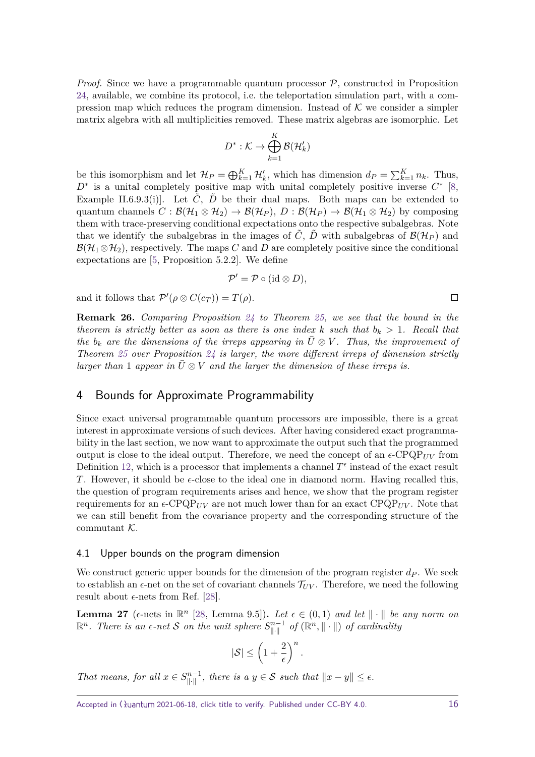*Proof.* Since we have a programmable quantum processor $\mathcal{P}$, constructed in Proposition 24, available, we combine its protocol, i.e. the teleportation simulation part, with a compression map which reduces the program dimension. Instead of $\mathcal{K}$ we consider a simpler matrix algebra with all multiplicities removed. These matrix algebras are isomorphic. Let

$$D^* : \mathcal{K} \to \bigoplus_{k=1}^{K} \mathcal{B}(\mathcal{H}'_k)$$

be this isomorphism and let $\mathcal{H}_P = \bigoplus_{k=1}^{K} \mathcal{H}'_k$, which has dimension $d_P = \sum_{k=1}^{K} n_k$. Thus, $D^*$ is a unital completely positive map with unital completely positive inverse $C^*$ [8, Example II.6.9.3(i)]. Let $\tilde{C}$, $\tilde{D}$ be their dual maps. Both maps can be extended to quantum channels $C : \mathcal{B}(\mathcal{H}_1 \otimes \mathcal{H}_2) \to \mathcal{B}(\mathcal{H}_P)$, $D : \mathcal{B}(\mathcal{H}_P) \to \mathcal{B}(\mathcal{H}_1 \otimes \mathcal{H}_2)$ by composing them with trace-preserving conditional expectations onto the respective subalgebras. Note that we identify the subalgebras in the images of $\tilde{C}$, $\tilde{D}$ with subalgebras of $\mathcal{B}(\mathcal{H}_P)$ and $\mathcal{B}(\mathcal{H}_1 \otimes \mathcal{H}_2)$, respectively. The maps $C$ and $D$ are completely positive since the conditional expectations are [5, Proposition 5.2.2]. We define

$$\mathcal{P}' = \mathcal{P} \circ (\mathrm{id} \otimes D),$$

and it follows that $\mathcal{P}'(\rho \otimes C(c_T)) = T(\rho)$. $\square$

**Remark 26.** *Comparing Proposition 24 to Theorem 25, we see that the bound in the theorem is strictly better as soon as there is one index $k$ such that $b_k > 1$. Recall that the $b_k$ are the dimensions of the irreps appearing in $\bar{U} \otimes V$. Thus, the improvement of Theorem 25 over Proposition 24 is larger, the more different irreps of dimension strictly larger than 1 appear in $\bar{U} \otimes V$ and the larger the dimension of these irreps is.*

## 4 Bounds for Approximate Programmability

Since exact universal programmable quantum processors are impossible, there is a great interest in approximate versions of such devices. After having considered exact programmability in the last section, we now want to approximate the output such that the programmed output is close to the ideal output. Therefore, we need the concept of an $\epsilon$-CPQP$_{UV}$ from Definition 12, which is a processor that implements a channel $T^\epsilon$ instead of the exact result $T$. However, it should be $\epsilon$-close to the ideal one in diamond norm. Having recalled this, the question of program requirements arises and hence, we show that the program register requirements for an $\epsilon$-CPQP$_{UV}$ are not much lower than for an exact CPQP$_{UV}$. Note that we can still benefit from the covariance property and the corresponding structure of the commutant $\mathcal{K}$.

### 4.1 Upper bounds on the program dimension

We construct generic upper bounds for the dimension of the program register $d_P$. We seek to establish an $\epsilon$-net on the set of covariant channels $\mathcal{T}_{UV}$. Therefore, we need the following result about $\epsilon$-nets from Ref. [28].

**Lemma 27** ($\epsilon$-nets in $\mathbb{R}^n$ [28, Lemma 9.5])**.** *Let $\epsilon \in (0,1)$ and let $\|\cdot\|$ be any norm on $\mathbb{R}^n$. There is an $\epsilon$-net $\mathcal{S}$ on the unit sphere $S^{n-1}_{\|\cdot\|}$ of $(\mathbb{R}^n, \|\cdot\|)$ of cardinality*

$$|\mathcal{S}| \leq \left(1 + \frac{2}{\epsilon}\right)^n.$$

*That means, for all $x \in S^{n-1}_{\|\cdot\|}$, there is a $y \in \mathcal{S}$ such that $\|x - y\| \leq \epsilon$.*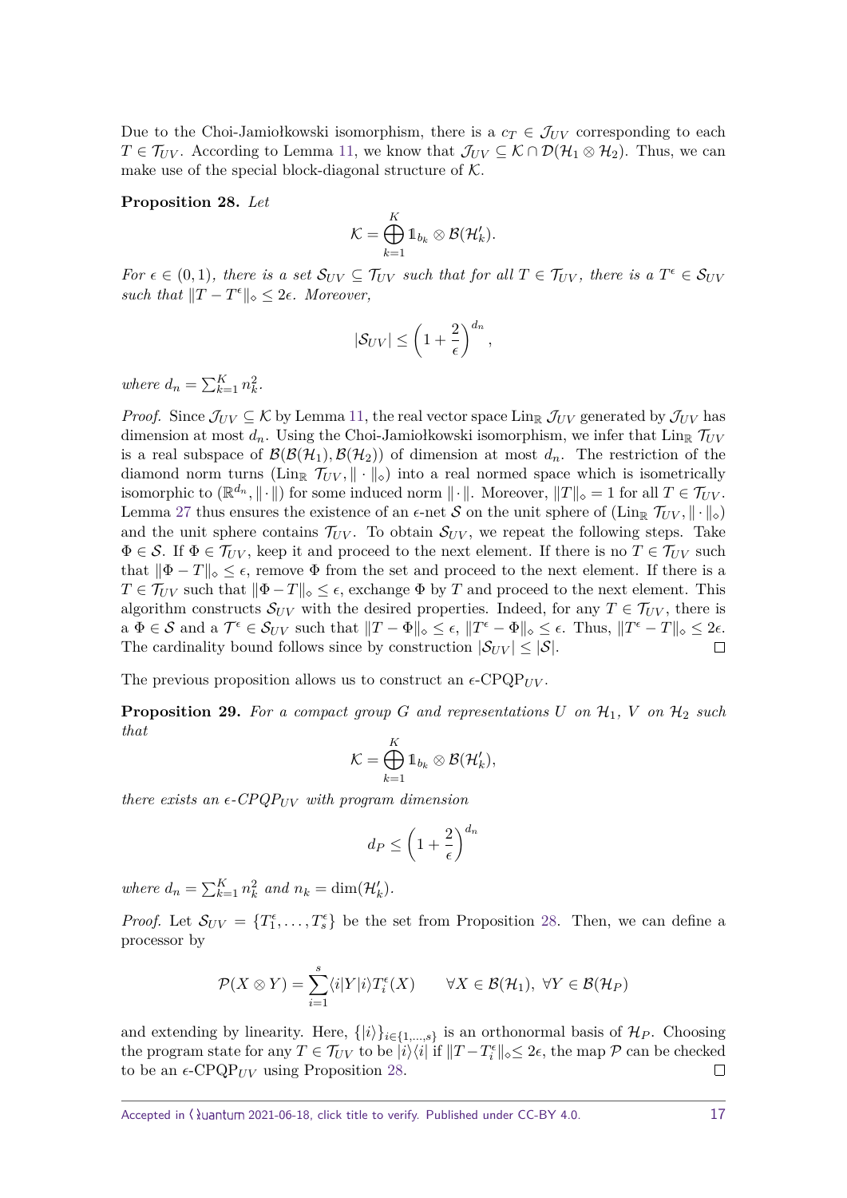Due to the Choi-Jamiołkowski isomorphism, there is a $c_T \in \mathcal{J}_{UV}$ corresponding to each $T \in \mathcal{T}_{UV}$. According to Lemma 11, we know that $\mathcal{J}_{UV} \subseteq \mathcal{K} \cap \mathcal{D}(\mathcal{H}_1 \otimes \mathcal{H}_2)$. Thus, we can make use of the special block-diagonal structure of $\mathcal{K}$.

**Proposition 28.** *Let*

$$\mathcal{K} = \bigoplus_{k=1}^{K} \mathbb{1}_{b_k} \otimes \mathcal{B}(\mathcal{H}'_k).$$

*For $\epsilon \in (0,1)$, there is a set $\mathcal{S}_{UV} \subseteq \mathcal{T}_{UV}$ such that for all $T \in \mathcal{T}_{UV}$, there is a $T^\epsilon \in \mathcal{S}_{UV}$ such that $\|T - T^\epsilon\|_\diamond \leq 2\epsilon$. Moreover,*

$$|\mathcal{S}_{UV}| \leq \left(1 + \frac{2}{\epsilon}\right)^{d_n},$$

*where $d_n = \sum_{k=1}^{K} n_k^2$.*

*Proof.* Since $\mathcal{J}_{UV} \subseteq \mathcal{K}$ by Lemma 11, the real vector space $\mathrm{Lin}_{\mathbb{R}}\, \mathcal{J}_{UV}$ generated by $\mathcal{J}_{UV}$ has dimension at most $d_n$. Using the Choi-Jamiołkowski isomorphism, we infer that $\mathrm{Lin}_{\mathbb{R}}\, \mathcal{T}_{UV}$ is a real subspace of $\mathcal{B}(\mathcal{B}(\mathcal{H}_1), \mathcal{B}(\mathcal{H}_2))$ of dimension at most $d_n$. The restriction of the diamond norm turns $(\mathrm{Lin}_{\mathbb{R}}\, \mathcal{T}_{UV}, \|\cdot\|_\diamond)$ into a real normed space which is isometrically isomorphic to $(\mathbb{R}^{d_n}, \|\cdot\|)$ for some induced norm $\|\cdot\|$. Moreover, $\|T\|_\diamond = 1$ for all $T \in \mathcal{T}_{UV}$. Lemma 27 thus ensures the existence of an $\epsilon$-net $\mathcal{S}$ on the unit sphere of $(\mathrm{Lin}_{\mathbb{R}}\, \mathcal{T}_{UV}, \|\cdot\|_\diamond)$ and the unit sphere contains $\mathcal{T}_{UV}$. To obtain $\mathcal{S}_{UV}$, we repeat the following steps. Take $\Phi \in \mathcal{S}$. If $\Phi \in \mathcal{T}_{UV}$, keep it and proceed to the next element. If there is no $T \in \mathcal{T}_{UV}$ such that $\|\Phi - T\|_\diamond \leq \epsilon$, remove $\Phi$ from the set and proceed to the next element. If there is a $T \in \mathcal{T}_{UV}$ such that $\|\Phi - T\|_\diamond \leq \epsilon$, exchange $\Phi$ by $T$ and proceed to the next element. This algorithm constructs $\mathcal{S}_{UV}$ with the desired properties. Indeed, for any $T \in \mathcal{T}_{UV}$, there is a $\Phi \in \mathcal{S}$ and a $\mathcal{T}^\epsilon \in \mathcal{S}_{UV}$ such that $\|T - \Phi\|_\diamond \leq \epsilon$, $\|T^\epsilon - \Phi\|_\diamond \leq \epsilon$. Thus, $\|T^\epsilon - T\|_\diamond \leq 2\epsilon$. The cardinality bound follows since by construction $|\mathcal{S}_{UV}| \leq |\mathcal{S}|$. ◻

The previous proposition allows us to construct an $\epsilon$-CPQP$_{UV}$.

**Proposition 29.** *For a compact group $G$ and representations $U$ on $\mathcal{H}_1$, $V$ on $\mathcal{H}_2$ such that*

$$\mathcal{K} = \bigoplus_{k=1}^{K} \mathbb{1}_{b_k} \otimes \mathcal{B}(\mathcal{H}'_k),$$

*there exists an $\epsilon$-CPQP$_{UV}$ with program dimension*

$$d_P \leq \left(1 + \frac{2}{\epsilon}\right)^{d_n}$$

*where $d_n = \sum_{k=1}^{K} n_k^2$ and $n_k = \dim(\mathcal{H}'_k)$.*

*Proof.* Let $\mathcal{S}_{UV} = \{T_1^\epsilon, \dots, T_s^\epsilon\}$ be the set from Proposition 28. Then, we can define a processor by

$$\mathcal{P}(X \otimes Y) = \sum_{i=1}^{s} \langle i|Y|i\rangle T_i^\epsilon(X) \qquad \forall X \in \mathcal{B}(\mathcal{H}_1),\ \forall Y \in \mathcal{B}(\mathcal{H}_P)$$

and extending by linearity. Here, $\{|i\rangle\}_{i \in \{1,\dots,s\}}$ is an orthonormal basis of $\mathcal{H}_P$. Choosing the program state for any $T \in \mathcal{T}_{UV}$ to be $|i\rangle\langle i|$ if $\|T - T_i^\epsilon\|_\diamond \leq 2\epsilon$, the map $\mathcal{P}$ can be checked to be an $\epsilon$-CPQP$_{UV}$ using Proposition 28. ◻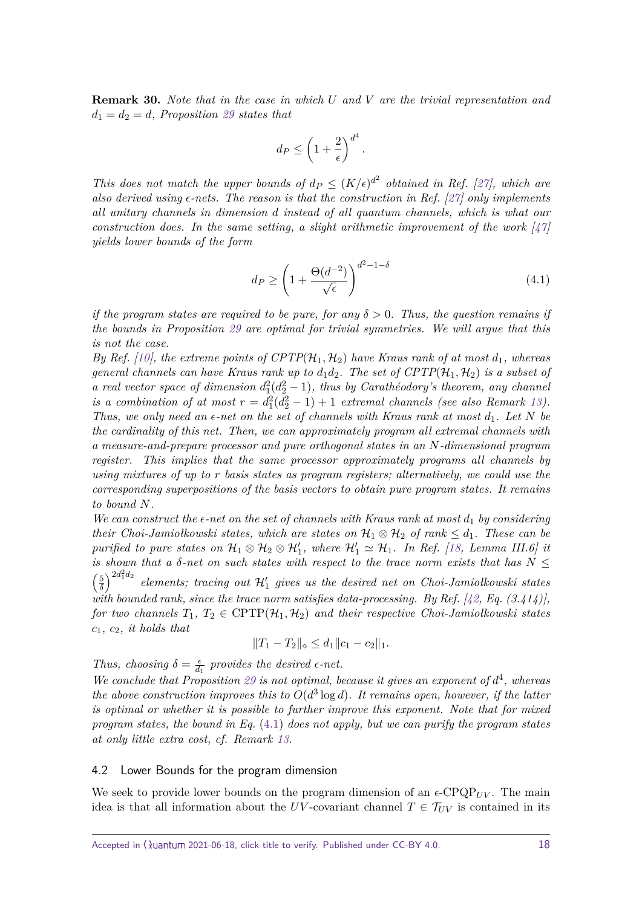**Remark 30.** *Note that in the case in which $U$ and $V$ are the trivial representation and $d_1 = d_2 = d$, Proposition 29 states that*

$$d_P \leq \left(1 + \frac{2}{\epsilon}\right)^{d^4}.$$

*This does not match the upper bounds of $d_P \leq (K/\epsilon)^{d^2}$ obtained in Ref. [27], which are also derived using $\epsilon$-nets. The reason is that the construction in Ref. [27] only implements all unitary channels in dimension $d$ instead of all quantum channels, which is what our construction does. In the same setting, a slight arithmetic improvement of the work [47] yields lower bounds of the form*

$$d_P \geq \left(1 + \frac{\Theta(d^{-2})}{\sqrt{\epsilon}}\right)^{d^2-1-\delta} \tag{4.1}$$

*if the program states are required to be pure, for any $\delta > 0$. Thus, the question remains if the bounds in Proposition 29 are optimal for trivial symmetries. We will argue that this is not the case.*

*By Ref. [10], the extreme points of $CPTP(\mathcal{H}_1, \mathcal{H}_2)$ have Kraus rank of at most $d_1$, whereas general channels can have Kraus rank up to $d_1 d_2$. The set of $CPTP(\mathcal{H}_1, \mathcal{H}_2)$ is a subset of a real vector space of dimension $d_1^2(d_2^2 - 1)$, thus by Carathéodory's theorem, any channel is a combination of at most $r = d_1^2(d_2^2 - 1) + 1$ extremal channels (see also Remark 13). Thus, we only need an $\epsilon$-net on the set of channels with Kraus rank at most $d_1$. Let $N$ be the cardinality of this net. Then, we can approximately program all extremal channels with a measure-and-prepare processor and pure orthogonal states in an $N$-dimensional program register. This implies that the same processor approximately programs all channels by using mixtures of up to $r$ basis states as program registers; alternatively, we could use the corresponding superpositions of the basis vectors to obtain pure program states. It remains to bound $N$.*

*We can construct the $\epsilon$-net on the set of channels with Kraus rank at most $d_1$ by considering their Choi-Jamiołkowski states, which are states on $\mathcal{H}_1 \otimes \mathcal{H}_2$ of rank $\leq d_1$. These can be purified to pure states on $\mathcal{H}_1 \otimes \mathcal{H}_2 \otimes \mathcal{H}_1'$, where $\mathcal{H}_1' \simeq \mathcal{H}_1$. In Ref. [18, Lemma III.6] it is shown that a $\delta$-net on such states with respect to the trace norm exists that has $N \leq \left(\frac{5}{\delta}\right)^{2d_1^2 d_2}$ elements; tracing out $\mathcal{H}_1'$ gives us the desired net on Choi-Jamiołkowski states with bounded rank, since the trace norm satisfies data-processing. By Ref. [42, Eq. (3.414)], for two channels $T_1$, $T_2 \in \mathrm{CPTP}(\mathcal{H}_1, \mathcal{H}_2)$ and their respective Choi-Jamiołkowski states $c_1$, $c_2$, it holds that*

$$\|T_1 - T_2\|_\diamond \leq d_1 \|c_1 - c_2\|_1.$$

*Thus, choosing $\delta = \frac{\epsilon}{d_1}$ provides the desired $\epsilon$-net.*

*We conclude that Proposition 29 is not optimal, because it gives an exponent of $d^4$, whereas the above construction improves this to $O(d^3 \log d)$. It remains open, however, if the latter is optimal or whether it is possible to further improve this exponent. Note that for mixed program states, the bound in Eq. (4.1) does not apply, but we can purify the program states at only little extra cost, cf. Remark 13.*

## 4.2 Lower Bounds for the program dimension

We seek to provide lower bounds on the program dimension of an $\epsilon$-CPQP$_{UV}$. The main idea is that all information about the $UV$-covariant channel $T \in \mathcal{T}_{UV}$ is contained in its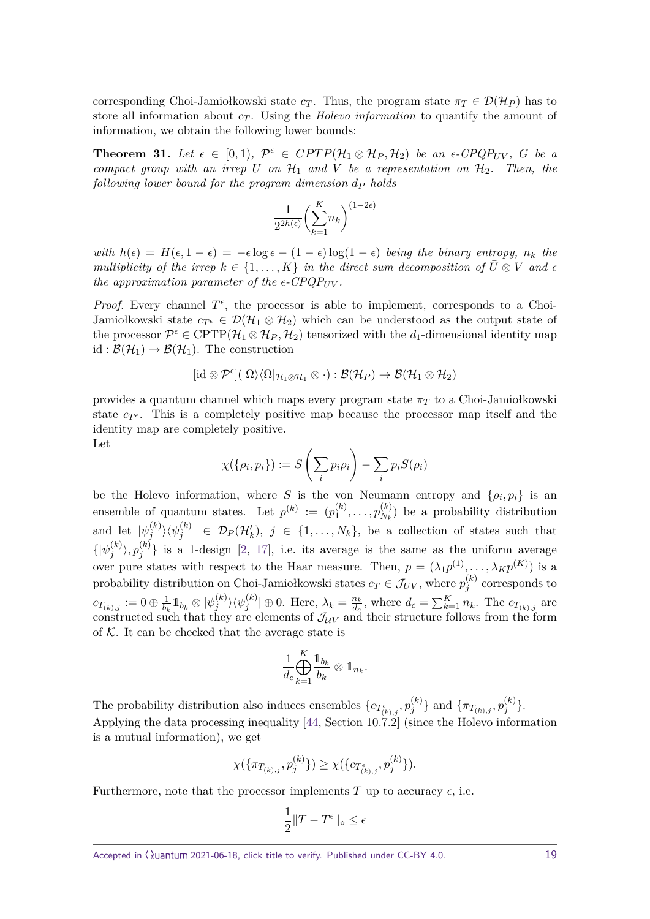corresponding Choi-Jamiołkowski state $c_T$. Thus, the program state $\pi_T \in \mathcal{D}(\mathcal{H}_P)$ has to store all information about $c_T$. Using the *Holevo information* to quantify the amount of information, we obtain the following lower bounds:

**Theorem 31.** *Let $\epsilon \in [0,1)$, $\mathcal{P}^\epsilon \in CPTP(\mathcal{H}_1 \otimes \mathcal{H}_P, \mathcal{H}_2)$ be an $\epsilon$-$CPQP_{UV}$, $G$ be a compact group with an irrep $U$ on $\mathcal{H}_1$ and $V$ be a representation on $\mathcal{H}_2$. Then, the following lower bound for the program dimension $d_P$ holds*

$$\frac{1}{2^{2h(\epsilon)}}\left(\sum_{k=1}^{K} n_k\right)^{(1-2\epsilon)}$$

*with $h(\epsilon) = H(\epsilon, 1-\epsilon) = -\epsilon \log \epsilon - (1-\epsilon)\log(1-\epsilon)$ being the binary entropy, $n_k$ the multiplicity of the irrep $k \in \{1, \ldots, K\}$ in the direct sum decomposition of $\bar{U} \otimes V$ and $\epsilon$ the approximation parameter of the $\epsilon$-$CPQP_{UV}$.*

*Proof.* Every channel $T^\epsilon$, the processor is able to implement, corresponds to a Choi-Jamiołkowski state $c_{T^\epsilon} \in \mathcal{D}(\mathcal{H}_1 \otimes \mathcal{H}_2)$ which can be understood as the output state of the processor $\mathcal{P}^\epsilon \in \mathrm{CPTP}(\mathcal{H}_1 \otimes \mathcal{H}_P, \mathcal{H}_2)$ tensorized with the $d_1$-dimensional identity map $\mathrm{id} : \mathcal{B}(\mathcal{H}_1) \to \mathcal{B}(\mathcal{H}_1)$. The construction

$$[\mathrm{id} \otimes \mathcal{P}^\epsilon](|\Omega\rangle\langle\Omega|_{\mathcal{H}_1 \otimes \mathcal{H}_1} \otimes \cdot) : \mathcal{B}(\mathcal{H}_P) \to \mathcal{B}(\mathcal{H}_1 \otimes \mathcal{H}_2)$$

provides a quantum channel which maps every program state $\pi_T$ to a Choi-Jamiołkowski state $c_{T^\epsilon}$. This is a completely positive map because the processor map itself and the identity map are completely positive.

Let

$$\chi(\{\rho_i, p_i\}) := S\left(\sum_i p_i \rho_i\right) - \sum_i p_i S(\rho_i)$$

be the Holevo information, where $S$ is the von Neumann entropy and $\{\rho_i, p_i\}$ is an ensemble of quantum states. Let $p^{(k)} := (p_1^{(k)}, \ldots, p_{N_k}^{(k)})$ be a probability distribution and let $|\psi_j^{(k)}\rangle\langle\psi_j^{(k)}| \in \mathcal{D}_P(\mathcal{H}'_k)$, $j \in \{1, \ldots, N_k\}$, be a collection of states such that $\{|\psi_j^{(k)}\rangle, p_j^{(k)}\}$ is a 1-design [2, 17], i.e. its average is the same as the uniform average over pure states with respect to the Haar measure. Then, $p = (\lambda_1 p^{(1)}, \ldots, \lambda_K p^{(K)})$ is a probability distribution on Choi-Jamiołkowski states $c_T \in \mathcal{J}_{UV}$, where $p_j^{(k)}$ corresponds to $c_{T_{(k),j}} := 0 \oplus \frac{1}{b_k}\mathbb{1}_{b_k} \otimes |\psi_j^{(k)}\rangle\langle\psi_j^{(k)}| \oplus 0$. Here, $\lambda_k = \frac{n_k}{d_c}$, where $d_c = \sum_{k=1}^{K} n_k$. The $c_{T_{(k),j}}$ are constructed such that they are elements of $\mathcal{J}_{\mathcal{U}V}$ and their structure follows from the form of $\mathcal{K}$. It can be checked that the average state is

$$\frac{1}{d_c}\bigoplus_{k=1}^{K} \frac{\mathbb{1}_{b_k}}{b_k} \otimes \mathbb{1}_{n_k}.$$

The probability distribution also induces ensembles $\{c_{T^\epsilon_{(k),j}}, p_j^{(k)}\}$ and $\{\pi_{T_{(k),j}}, p_j^{(k)}\}$. Applying the data processing inequality [44, Section 10.7.2] (since the Holevo information is a mutual information), we get

$$\chi(\{\pi_{T_{(k),j}}, p_j^{(k)}\}) \geq \chi(\{c_{T^\epsilon_{(k),j}}, p_j^{(k)}\}).$$

Furthermore, note that the processor implements $T$ up to accuracy $\epsilon$, i.e.

$$\frac{1}{2}\|T - T^\epsilon\|_\diamond \leq \epsilon$$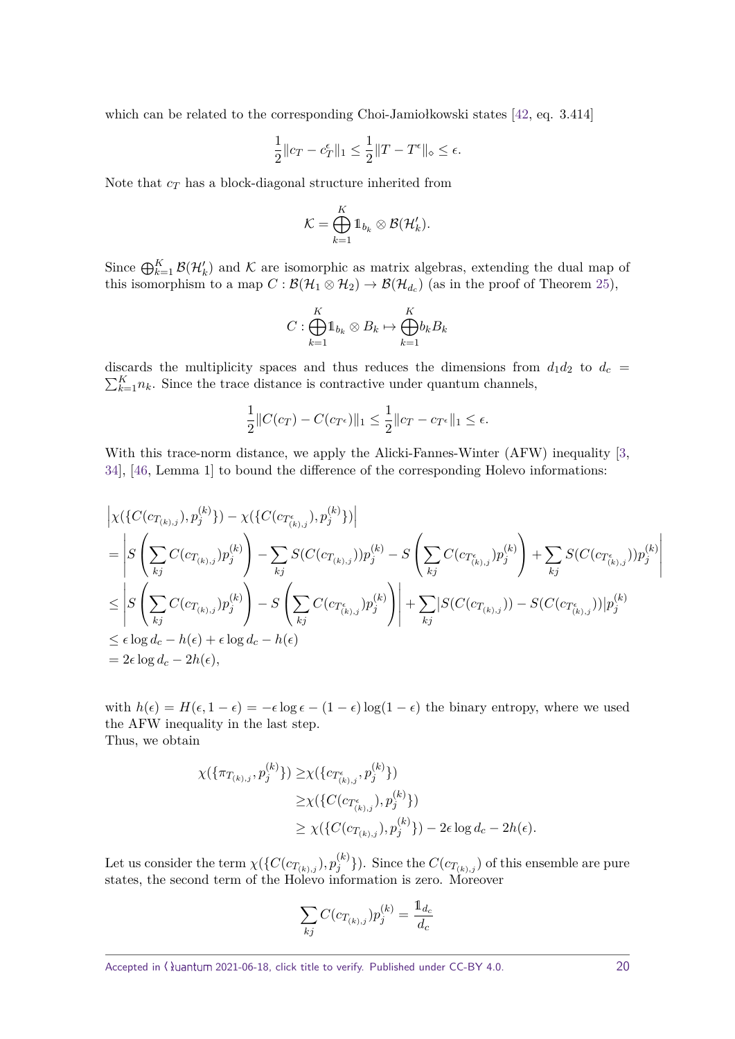which can be related to the corresponding Choi-Jamiołkowski states [42, eq. 3.414]

$$\frac{1}{2}\|c_T - c_T^\epsilon\|_1 \leq \frac{1}{2}\|T - T^\epsilon\|_\diamond \leq \epsilon.$$

Note that $c_T$ has a block-diagonal structure inherited from

$$\mathcal{K} = \bigoplus_{k=1}^{K} \mathbb{1}_{b_k} \otimes \mathcal{B}(\mathcal{H}'_k).$$

Since $\bigoplus_{k=1}^{K} \mathcal{B}(\mathcal{H}'_k)$ and $\mathcal{K}$ are isomorphic as matrix algebras, extending the dual map of this isomorphism to a map $C : \mathcal{B}(\mathcal{H}_1 \otimes \mathcal{H}_2) \to \mathcal{B}(\mathcal{H}_{d_c})$ (as in the proof of Theorem 25),

$$C : \bigoplus_{k=1}^{K} \mathbb{1}_{b_k} \otimes B_k \mapsto \bigoplus_{k=1}^{K} b_k B_k$$

discards the multiplicity spaces and thus reduces the dimensions from $d_1 d_2$ to $d_c = \sum_{k=1}^{K} n_k$. Since the trace distance is contractive under quantum channels,

$$\frac{1}{2}\|C(c_T) - C(c_{T^\epsilon})\|_1 \leq \frac{1}{2}\|c_T - c_{T^\epsilon}\|_1 \leq \epsilon.$$

With this trace-norm distance, we apply the Alicki-Fannes-Winter (AFW) inequality [3, 34], [46, Lemma 1] to bound the difference of the corresponding Holevo informations:

$$\begin{aligned}
&\left|\chi(\{C(c_{T_{(k),j}}), p_j^{(k)}\}) - \chi(\{C(c_{T^\epsilon_{(k),j}}), p_j^{(k)}\})\right| \\
&= \left| S\left(\sum_{kj} C(c_{T_{(k),j}}) p_j^{(k)}\right) - \sum_{kj} S(C(c_{T_{(k),j}})) p_j^{(k)} - S\left(\sum_{kj} C(c_{T^\epsilon_{(k),j}}) p_j^{(k)}\right) + \sum_{kj} S(C(c_{T^\epsilon_{(k),j}})) p_j^{(k)} \right| \\
&\leq \left| S\left(\sum_{kj} C(c_{T_{(k),j}}) p_j^{(k)}\right) - S\left(\sum_{kj} C(c_{T^\epsilon_{(k),j}}) p_j^{(k)}\right) \right| + \sum_{kj} \left| S(C(c_{T_{(k),j}})) - S(C(c_{T^\epsilon_{(k),j}})) \right| p_j^{(k)} \\
&\leq \epsilon \log d_c - h(\epsilon) + \epsilon \log d_c - h(\epsilon) \\
&= 2\epsilon \log d_c - 2h(\epsilon),
\end{aligned}$$

with $h(\epsilon) = H(\epsilon, 1-\epsilon) = -\epsilon \log \epsilon - (1-\epsilon)\log(1-\epsilon)$ the binary entropy, where we used the AFW inequality in the last step.
Thus, we obtain

$$\begin{aligned}
\chi(\{\pi_{T_{(k),j}}, p_j^{(k)}\}) &\geq \chi(\{c_{T^\epsilon_{(k),j}}, p_j^{(k)}\}) \\
&\geq \chi(\{C(c_{T^\epsilon_{(k),j}}), p_j^{(k)}\}) \\
&\geq \chi(\{C(c_{T_{(k),j}}), p_j^{(k)}\}) - 2\epsilon \log d_c - 2h(\epsilon).
\end{aligned}$$

Let us consider the term $\chi(\{C(c_{T_{(k),j}}), p_j^{(k)}\})$. Since the $C(c_{T_{(k),j}})$ of this ensemble are pure states, the second term of the Holevo information is zero. Moreover

$$\sum_{kj} C(c_{T_{(k),j}}) p_j^{(k)} = \frac{\mathbb{1}_{d_c}}{d_c}$$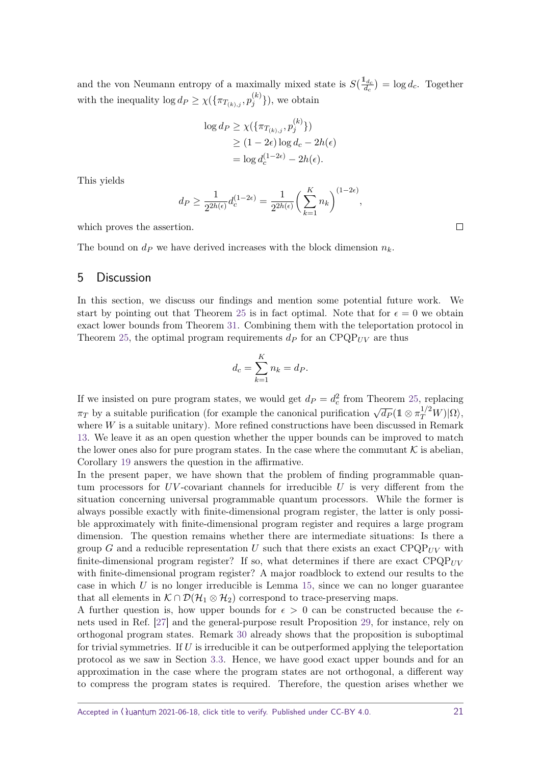and the von Neumann entropy of a maximally mixed state is $S(\frac{\mathbb{1}_{d_c}}{d_c}) = \log d_c$. Together with the inequality $\log d_P \geq \chi(\{\pi_{T_{(k),j}}, p_j^{(k)}\})$, we obtain

$$
\begin{aligned}
\log d_P &\geq \chi(\{\pi_{T_{(k),j}}, p_j^{(k)}\}) \\
&\geq (1-2\epsilon)\log d_c - 2h(\epsilon) \\
&= \log d_c^{(1-2\epsilon)} - 2h(\epsilon).
\end{aligned}
$$

This yields

$$
d_P \geq \frac{1}{2^{2h(\epsilon)}} d_c^{(1-2\epsilon)} = \frac{1}{2^{2h(\epsilon)}} \Big( \sum_{k=1}^{K} n_k \Big)^{(1-2\epsilon)},
$$

which proves the assertion. □

The bound on $d_P$ we have derived increases with the block dimension $n_k$.

## 5 Discussion

In this section, we discuss our findings and mention some potential future work. We start by pointing out that Theorem 25 is in fact optimal. Note that for $\epsilon = 0$ we obtain exact lower bounds from Theorem 31. Combining them with the teleportation protocol in Theorem 25, the optimal program requirements $d_P$ for an CPQP$_{UV}$ are thus

$$
d_c = \sum_{k=1}^{K} n_k = d_P.
$$

If we insisted on pure program states, we would get $d_P = d_c^2$ from Theorem 25, replacing $\pi_T$ by a suitable purification (for example the canonical purification $\sqrt{d_P}(\mathbb{1} \otimes \pi_T^{1/2} W)|\Omega\rangle$, where $W$ is a suitable unitary). More refined constructions have been discussed in Remark 13. We leave it as an open question whether the upper bounds can be improved to match the lower ones also for pure program states. In the case where the commutant $\mathcal{K}$ is abelian, Corollary 19 answers the question in the affirmative.

In the present paper, we have shown that the problem of finding programmable quantum processors for $UV$-covariant channels for irreducible $U$ is very different from the situation concerning universal programmable quantum processors. While the former is always possible exactly with finite-dimensional program register, the latter is only possible approximately with finite-dimensional program register and requires a large program dimension. The question remains whether there are intermediate situations: Is there a group $G$ and a reducible representation $U$ such that there exists an exact CPQP$_{UV}$ with finite-dimensional program register? If so, what determines if there are exact CPQP$_{UV}$ with finite-dimensional program register? A major roadblock to extend our results to the case in which $U$ is no longer irreducible is Lemma 15, since we can no longer guarantee that all elements in $\mathcal{K} \cap \mathcal{D}(\mathcal{H}_1 \otimes \mathcal{H}_2)$ correspond to trace-preserving maps.

A further question is, how upper bounds for $\epsilon > 0$ can be constructed because the $\epsilon$-nets used in Ref. [27] and the general-purpose result Proposition 29, for instance, rely on orthogonal program states. Remark 30 already shows that the proposition is suboptimal for trivial symmetries. If $U$ is irreducible it can be outperformed applying the teleportation protocol as we saw in Section 3.3. Hence, we have good exact upper bounds and for an approximation in the case where the program states are not orthogonal, a different way to compress the program states is required. Therefore, the question arises whether we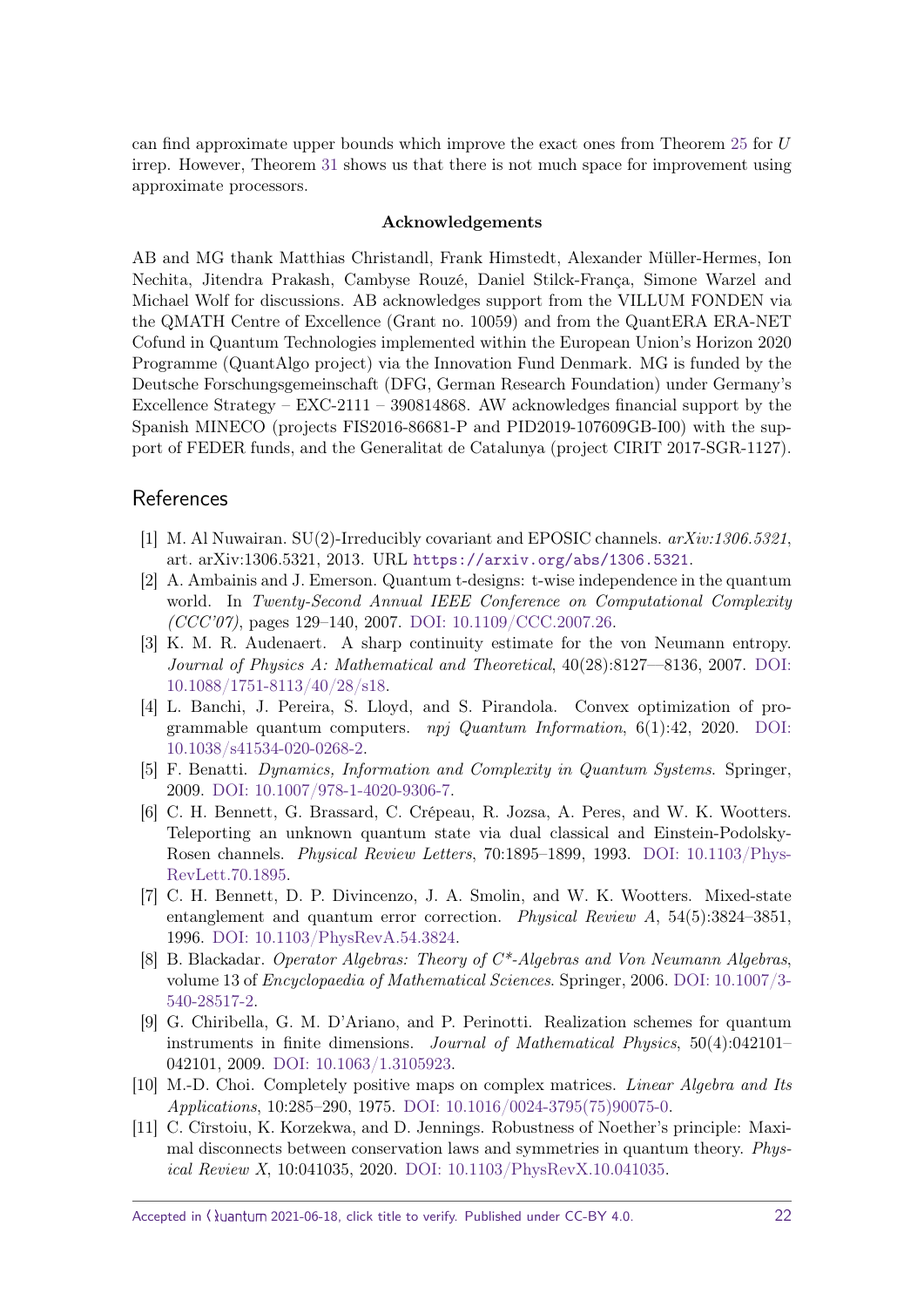can find approximate upper bounds which improve the exact ones from Theorem 25 for $U$ irrep. However, Theorem 31 shows us that there is not much space for improvement using approximate processors.

### Acknowledgements

AB and MG thank Matthias Christandl, Frank Himstedt, Alexander Müller-Hermes, Ion Nechita, Jitendra Prakash, Cambyse Rouzé, Daniel Stilck-França, Simone Warzel and Michael Wolf for discussions. AB acknowledges support from the VILLUM FONDEN via the QMATH Centre of Excellence (Grant no. 10059) and from the QuantERA ERA-NET Cofund in Quantum Technologies implemented within the European Union's Horizon 2020 Programme (QuantAlgo project) via the Innovation Fund Denmark. MG is funded by the Deutsche Forschungsgemeinschaft (DFG, German Research Foundation) under Germany's Excellence Strategy – EXC-2111 – 390814868. AW acknowledges financial support by the Spanish MINECO (projects FIS2016-86681-P and PID2019-107609GB-I00) with the support of FEDER funds, and the Generalitat de Catalunya (project CIRIT 2017-SGR-1127).

## References

[1] M. Al Nuwairan. SU(2)-Irreducibly covariant and EPOSIC channels. *arXiv:1306.5321*, art. arXiv:1306.5321, 2013. URL https://arxiv.org/abs/1306.5321.

[2] A. Ambainis and J. Emerson. Quantum t-designs: t-wise independence in the quantum world. In *Twenty-Second Annual IEEE Conference on Computational Complexity (CCC'07)*, pages 129–140, 2007. DOI: 10.1109/CCC.2007.26.

[3] K. M. R. Audenaert. A sharp continuity estimate for the von Neumann entropy. *Journal of Physics A: Mathematical and Theoretical*, 40(28):8127—8136, 2007. DOI: 10.1088/1751-8113/40/28/s18.

[4] L. Banchi, J. Pereira, S. Lloyd, and S. Pirandola. Convex optimization of programmable quantum computers. *npj Quantum Information*, 6(1):42, 2020. DOI: 10.1038/s41534-020-0268-2.

[5] F. Benatti. *Dynamics, Information and Complexity in Quantum Systems*. Springer, 2009. DOI: 10.1007/978-1-4020-9306-7.

[6] C. H. Bennett, G. Brassard, C. Crépeau, R. Jozsa, A. Peres, and W. K. Wootters. Teleporting an unknown quantum state via dual classical and Einstein-Podolsky-Rosen channels. *Physical Review Letters*, 70:1895–1899, 1993. DOI: 10.1103/PhysRevLett.70.1895.

[7] C. H. Bennett, D. P. Divincenzo, J. A. Smolin, and W. K. Wootters. Mixed-state entanglement and quantum error correction. *Physical Review A*, 54(5):3824–3851, 1996. DOI: 10.1103/PhysRevA.54.3824.

[8] B. Blackadar. *Operator Algebras: Theory of C\*-Algebras and Von Neumann Algebras*, volume 13 of *Encyclopaedia of Mathematical Sciences*. Springer, 2006. DOI: 10.1007/3-540-28517-2.

[9] G. Chiribella, G. M. D'Ariano, and P. Perinotti. Realization schemes for quantum instruments in finite dimensions. *Journal of Mathematical Physics*, 50(4):042101–042101, 2009. DOI: 10.1063/1.3105923.

[10] M.-D. Choi. Completely positive maps on complex matrices. *Linear Algebra and Its Applications*, 10:285–290, 1975. DOI: 10.1016/0024-3795(75)90075-0.

[11] C. Cîrstoiu, K. Korzekwa, and D. Jennings. Robustness of Noether's principle: Maximal disconnects between conservation laws and symmetries in quantum theory. *Physical Review X*, 10:041035, 2020. DOI: 10.1103/PhysRevX.10.041035.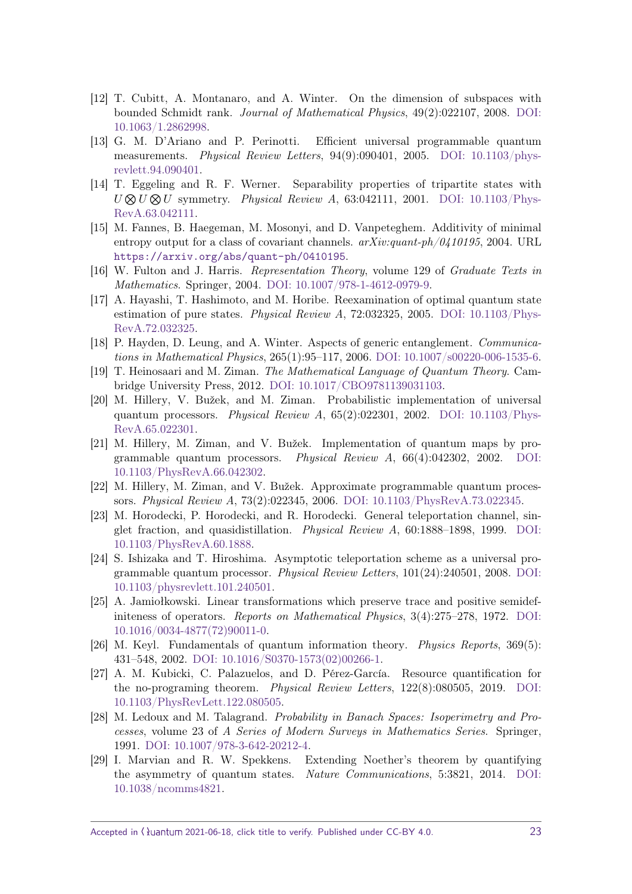[12] T. Cubitt, A. Montanaro, and A. Winter. On the dimension of subspaces with bounded Schmidt rank. *Journal of Mathematical Physics*, 49(2):022107, 2008. DOI: 10.1063/1.2862998.

[13] G. M. D'Ariano and P. Perinotti. Efficient universal programmable quantum measurements. *Physical Review Letters*, 94(9):090401, 2005. DOI: 10.1103/physrevlett.94.090401.

[14] T. Eggeling and R. F. Werner. Separability properties of tripartite states with $U \bigotimes U \bigotimes U$ symmetry. *Physical Review A*, 63:042111, 2001. DOI: 10.1103/PhysRevA.63.042111.

[15] M. Fannes, B. Haegeman, M. Mosonyi, and D. Vanpeteghem. Additivity of minimal entropy output for a class of covariant channels. *arXiv:quant-ph/0410195*, 2004. URL https://arxiv.org/abs/quant-ph/0410195.

[16] W. Fulton and J. Harris. *Representation Theory*, volume 129 of *Graduate Texts in Mathematics*. Springer, 2004. DOI: 10.1007/978-1-4612-0979-9.

[17] A. Hayashi, T. Hashimoto, and M. Horibe. Reexamination of optimal quantum state estimation of pure states. *Physical Review A*, 72:032325, 2005. DOI: 10.1103/PhysRevA.72.032325.

[18] P. Hayden, D. Leung, and A. Winter. Aspects of generic entanglement. *Communications in Mathematical Physics*, 265(1):95–117, 2006. DOI: 10.1007/s00220-006-1535-6.

[19] T. Heinosaari and M. Ziman. *The Mathematical Language of Quantum Theory*. Cambridge University Press, 2012. DOI: 10.1017/CBO9781139031103.

[20] M. Hillery, V. Bužek, and M. Ziman. Probabilistic implementation of universal quantum processors. *Physical Review A*, 65(2):022301, 2002. DOI: 10.1103/PhysRevA.65.022301.

[21] M. Hillery, M. Ziman, and V. Bužek. Implementation of quantum maps by programmable quantum processors. *Physical Review A*, 66(4):042302, 2002. DOI: 10.1103/PhysRevA.66.042302.

[22] M. Hillery, M. Ziman, and V. Bužek. Approximate programmable quantum processors. *Physical Review A*, 73(2):022345, 2006. DOI: 10.1103/PhysRevA.73.022345.

[23] M. Horodecki, P. Horodecki, and R. Horodecki. General teleportation channel, singlet fraction, and quasidistillation. *Physical Review A*, 60:1888–1898, 1999. DOI: 10.1103/PhysRevA.60.1888.

[24] S. Ishizaka and T. Hiroshima. Asymptotic teleportation scheme as a universal programmable quantum processor. *Physical Review Letters*, 101(24):240501, 2008. DOI: 10.1103/physrevlett.101.240501.

[25] A. Jamiołkowski. Linear transformations which preserve trace and positive semidefiniteness of operators. *Reports on Mathematical Physics*, 3(4):275–278, 1972. DOI: 10.1016/0034-4877(72)90011-0.

[26] M. Keyl. Fundamentals of quantum information theory. *Physics Reports*, 369(5): 431–548, 2002. DOI: 10.1016/S0370-1573(02)00266-1.

[27] A. M. Kubicki, C. Palazuelos, and D. Pérez-García. Resource quantification for the no-programing theorem. *Physical Review Letters*, 122(8):080505, 2019. DOI: 10.1103/PhysRevLett.122.080505.

[28] M. Ledoux and M. Talagrand. *Probability in Banach Spaces: Isoperimetry and Processes*, volume 23 of *A Series of Modern Surveys in Mathematics Series*. Springer, 1991. DOI: 10.1007/978-3-642-20212-4.

[29] I. Marvian and R. W. Spekkens. Extending Noether's theorem by quantifying the asymmetry of quantum states. *Nature Communications*, 5:3821, 2014. DOI: 10.1038/ncomms4821.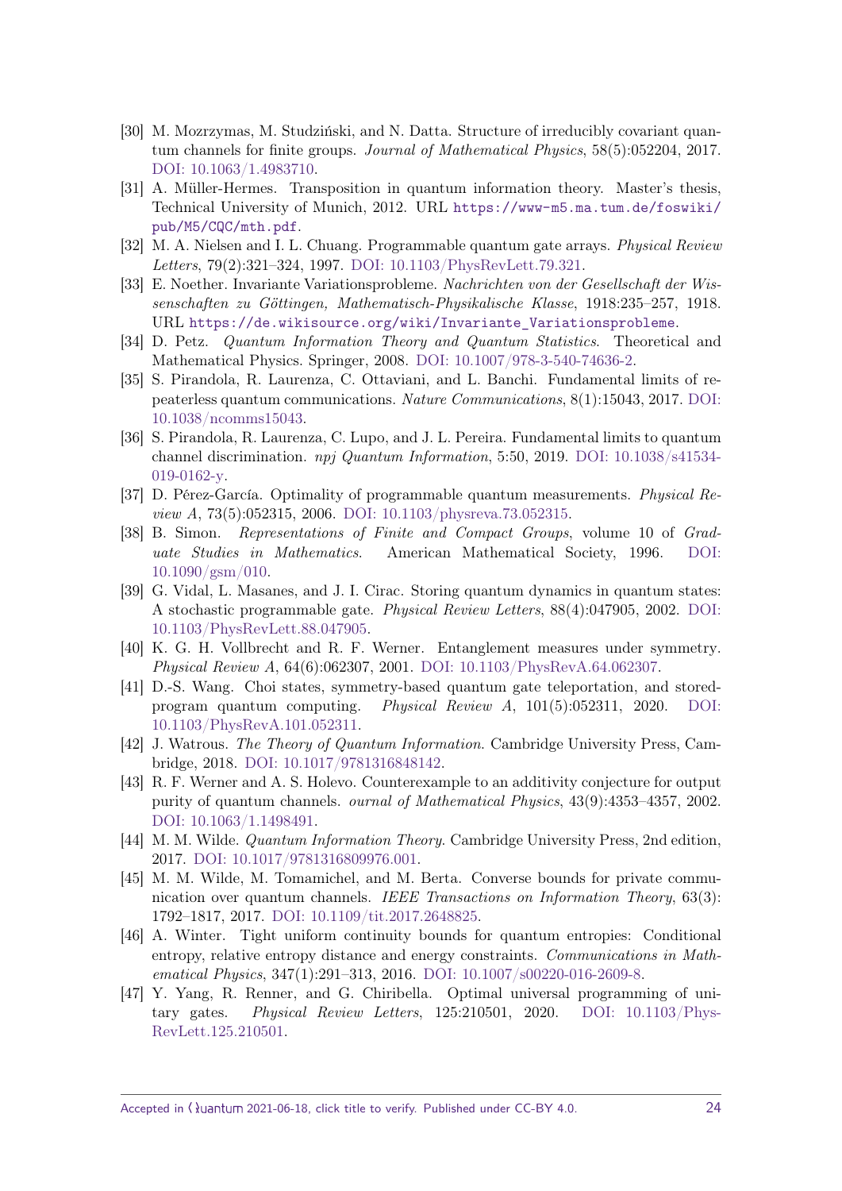[30] M. Mozrzymas, M. Studziński, and N. Datta. Structure of irreducibly covariant quantum channels for finite groups. *Journal of Mathematical Physics*, 58(5):052204, 2017. DOI: 10.1063/1.4983710.

[31] A. Müller-Hermes. Transposition in quantum information theory. Master's thesis, Technical University of Munich, 2012. URL `https://www-m5.ma.tum.de/foswiki/pub/M5/CQC/mth.pdf`.

[32] M. A. Nielsen and I. L. Chuang. Programmable quantum gate arrays. *Physical Review Letters*, 79(2):321–324, 1997. DOI: 10.1103/PhysRevLett.79.321.

[33] E. Noether. Invariante Variationsprobleme. *Nachrichten von der Gesellschaft der Wissenschaften zu Göttingen, Mathematisch-Physikalische Klasse*, 1918:235–257, 1918. URL `https://de.wikisource.org/wiki/Invariante_Variationsprobleme`.

[34] D. Petz. *Quantum Information Theory and Quantum Statistics*. Theoretical and Mathematical Physics. Springer, 2008. DOI: 10.1007/978-3-540-74636-2.

[35] S. Pirandola, R. Laurenza, C. Ottaviani, and L. Banchi. Fundamental limits of repeaterless quantum communications. *Nature Communications*, 8(1):15043, 2017. DOI: 10.1038/ncomms15043.

[36] S. Pirandola, R. Laurenza, C. Lupo, and J. L. Pereira. Fundamental limits to quantum channel discrimination. *npj Quantum Information*, 5:50, 2019. DOI: 10.1038/s41534-019-0162-y.

[37] D. Pérez-García. Optimality of programmable quantum measurements. *Physical Review A*, 73(5):052315, 2006. DOI: 10.1103/physreva.73.052315.

[38] B. Simon. *Representations of Finite and Compact Groups*, volume 10 of *Graduate Studies in Mathematics*. American Mathematical Society, 1996. DOI: 10.1090/gsm/010.

[39] G. Vidal, L. Masanes, and J. I. Cirac. Storing quantum dynamics in quantum states: A stochastic programmable gate. *Physical Review Letters*, 88(4):047905, 2002. DOI: 10.1103/PhysRevLett.88.047905.

[40] K. G. H. Vollbrecht and R. F. Werner. Entanglement measures under symmetry. *Physical Review A*, 64(6):062307, 2001. DOI: 10.1103/PhysRevA.64.062307.

[41] D.-S. Wang. Choi states, symmetry-based quantum gate teleportation, and stored-program quantum computing. *Physical Review A*, 101(5):052311, 2020. DOI: 10.1103/PhysRevA.101.052311.

[42] J. Watrous. *The Theory of Quantum Information*. Cambridge University Press, Cambridge, 2018. DOI: 10.1017/9781316848142.

[43] R. F. Werner and A. S. Holevo. Counterexample to an additivity conjecture for output purity of quantum channels. *ournal of Mathematical Physics*, 43(9):4353–4357, 2002. DOI: 10.1063/1.1498491.

[44] M. M. Wilde. *Quantum Information Theory*. Cambridge University Press, 2nd edition, 2017. DOI: 10.1017/9781316809976.001.

[45] M. M. Wilde, M. Tomamichel, and M. Berta. Converse bounds for private communication over quantum channels. *IEEE Transactions on Information Theory*, 63(3): 1792–1817, 2017. DOI: 10.1109/tit.2017.2648825.

[46] A. Winter. Tight uniform continuity bounds for quantum entropies: Conditional entropy, relative entropy distance and energy constraints. *Communications in Mathematical Physics*, 347(1):291–313, 2016. DOI: 10.1007/s00220-016-2609-8.

[47] Y. Yang, R. Renner, and G. Chiribella. Optimal universal programming of unitary gates. *Physical Review Letters*, 125:210501, 2020. DOI: 10.1103/PhysRevLett.125.210501.